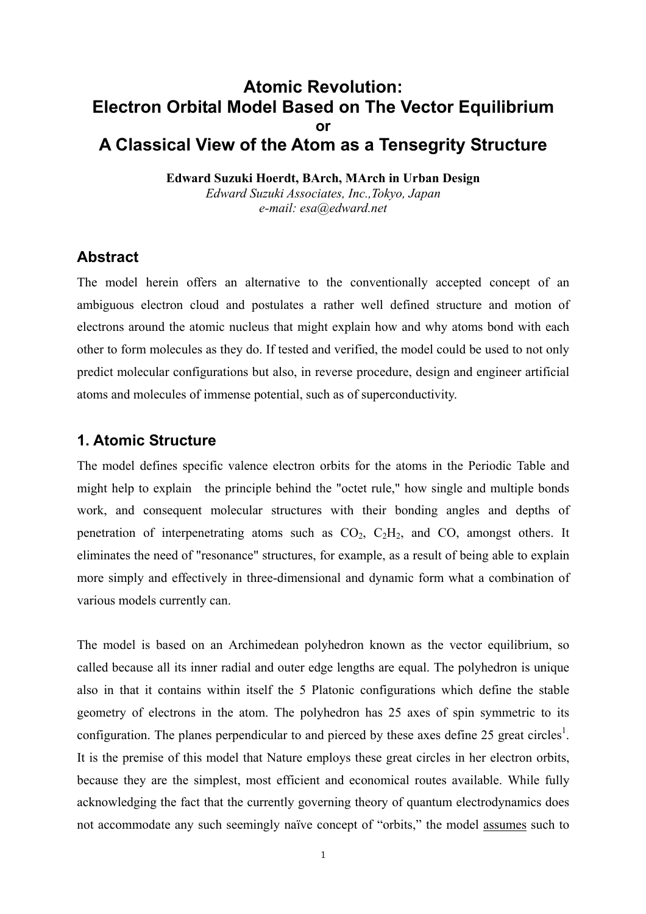# Atomic Revolution: Electron Orbital Model Based on The Vector Equilibrium or A Classical View of the Atom as a Tensegrity Structure

**Edward Suzuki Hoerdt, BArch, MArch in Urban Design**
*Edward Suzuki Associates, Inc.,Tokyo, Japan*
*e-mail: esa@edward.net*

## Abstract

The model herein offers an alternative to the conventionally accepted concept of an ambiguous electron cloud and postulates a rather well defined structure and motion of electrons around the atomic nucleus that might explain how and why atoms bond with each other to form molecules as they do. If tested and verified, the model could be used to not only predict molecular configurations but also, in reverse procedure, design and engineer artificial atoms and molecules of immense potential, such as of superconductivity.

## 1. Atomic Structure

The model defines specific valence electron orbits for the atoms in the Periodic Table and might help to explain the principle behind the "octet rule," how single and multiple bonds work, and consequent molecular structures with their bonding angles and depths of penetration of interpenetrating atoms such as $CO_2$, $C_2H_2$, and CO, amongst others. It eliminates the need of "resonance" structures, for example, as a result of being able to explain more simply and effectively in three-dimensional and dynamic form what a combination of various models currently can.

The model is based on an Archimedean polyhedron known as the vector equilibrium, so called because all its inner radial and outer edge lengths are equal. The polyhedron is unique also in that it contains within itself the 5 Platonic configurations which define the stable geometry of electrons in the atom. The polyhedron has 25 axes of spin symmetric to its configuration. The planes perpendicular to and pierced by these axes define 25 great circles[1]. It is the premise of this model that Nature employs these great circles in her electron orbits, because they are the simplest, most efficient and economical routes available. While fully acknowledging the fact that the currently governing theory of quantum electrodynamics does not accommodate any such seemingly naïve concept of "orbits," the model <u>assumes</u> such to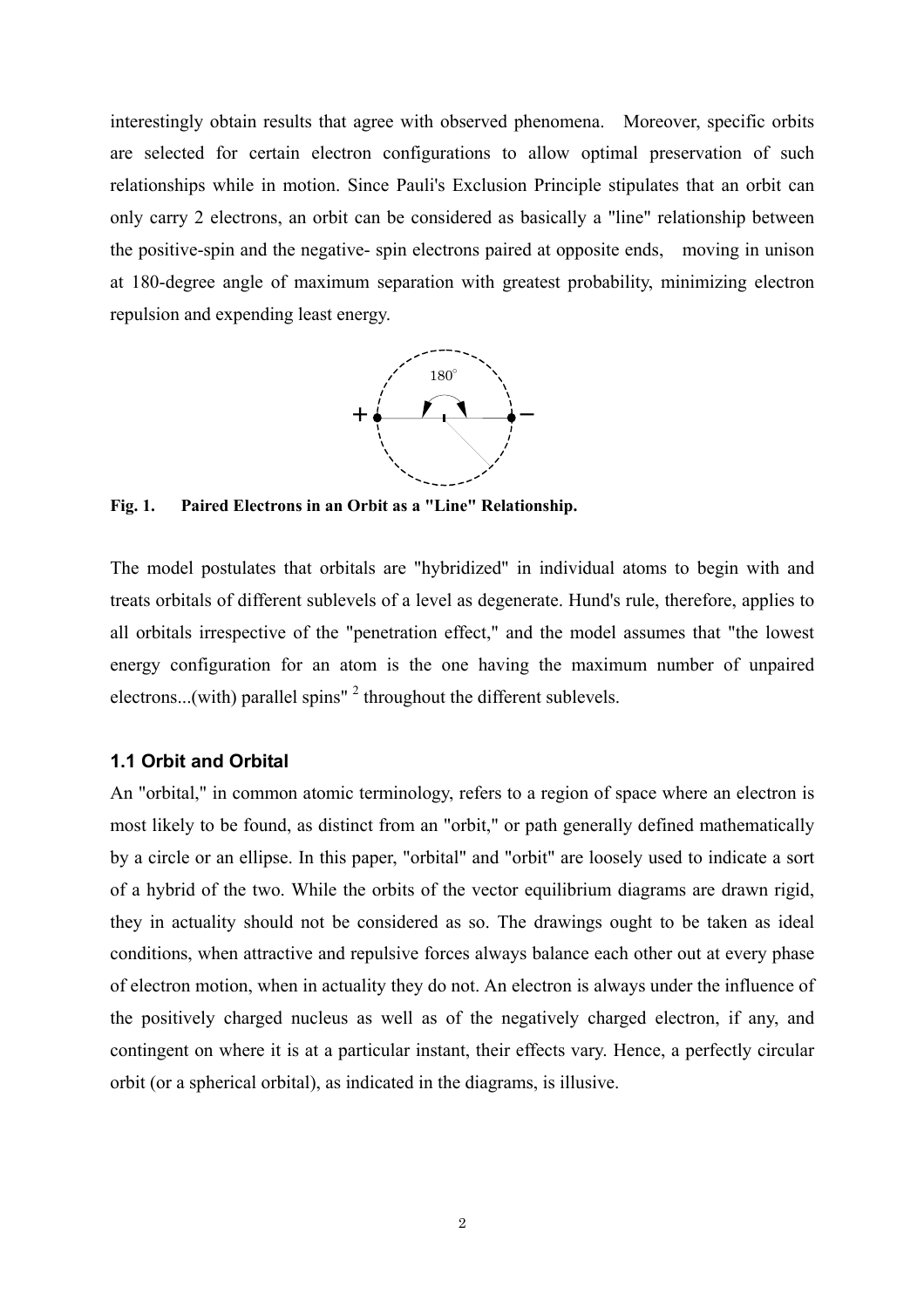interestingly obtain results that agree with observed phenomena. Moreover, specific orbits are selected for certain electron configurations to allow optimal preservation of such relationships while in motion. Since Pauli's Exclusion Principle stipulates that an orbit can only carry 2 electrons, an orbit can be considered as basically a "line" relationship between the positive-spin and the negative- spin electrons paired at opposite ends, moving in unison at 180-degree angle of maximum separation with greatest probability, minimizing electron repulsion and expending least energy.

**Fig. 1. Paired Electrons in an Orbit as a "Line" Relationship.**

The model postulates that orbitals are "hybridized" in individual atoms to begin with and treats orbitals of different sublevels of a level as degenerate. Hund's rule, therefore, applies to all orbitals irrespective of the "penetration effect," and the model assumes that "the lowest energy configuration for an atom is the one having the maximum number of unpaired electrons...(with) parallel spins" [2] throughout the different sublevels.

### 1.1 Orbit and Orbital

An "orbital," in common atomic terminology, refers to a region of space where an electron is most likely to be found, as distinct from an "orbit," or path generally defined mathematically by a circle or an ellipse. In this paper, "orbital" and "orbit" are loosely used to indicate a sort of a hybrid of the two. While the orbits of the vector equilibrium diagrams are drawn rigid, they in actuality should not be considered as so. The drawings ought to be taken as ideal conditions, when attractive and repulsive forces always balance each other out at every phase of electron motion, when in actuality they do not. An electron is always under the influence of the positively charged nucleus as well as of the negatively charged electron, if any, and contingent on where it is at a particular instant, their effects vary. Hence, a perfectly circular orbit (or a spherical orbital), as indicated in the diagrams, is illusive.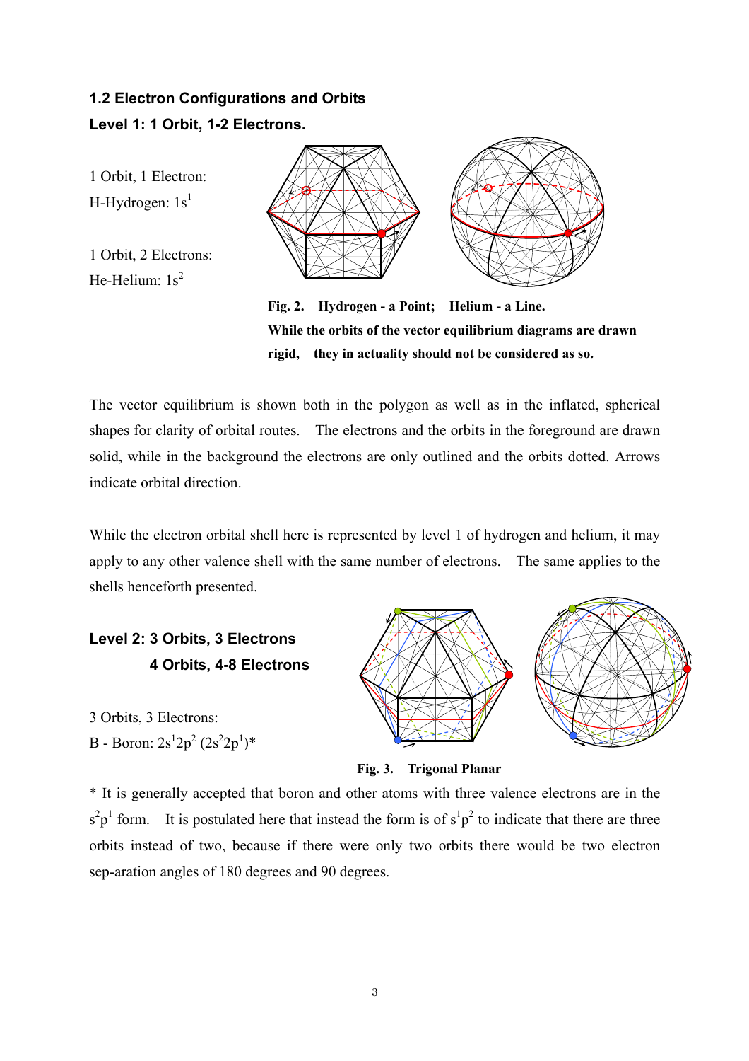## 1.2 Electron Configurations and Orbits

### Level 1: 1 Orbit, 1-2 Electrons.

1 Orbit, 1 Electron:
H-Hydrogen: $1s^1$

1 Orbit, 2 Electrons:
He-Helium: $1s^2$

**Fig. 2. Hydrogen - a Point; Helium - a Line.**
**While the orbits of the vector equilibrium diagrams are drawn rigid, they in actuality should not be considered as so.**

The vector equilibrium is shown both in the polygon as well as in the inflated, spherical shapes for clarity of orbital routes. The electrons and the orbits in the foreground are drawn solid, while in the background the electrons are only outlined and the orbits dotted. Arrows indicate orbital direction.

While the electron orbital shell here is represented by level 1 of hydrogen and helium, it may apply to any other valence shell with the same number of electrons. The same applies to the shells henceforth presented.

### Level 2: 3 Orbits, 3 Electrons
### 4 Orbits, 4-8 Electrons

3 Orbits, 3 Electrons:
B - Boron: $2s^1 2p^2$ ($2s^2 2p^1$)*

**Fig. 3. Trigonal Planar**

* It is generally accepted that boron and other atoms with three valence electrons are in the $s^2p^1$ form. It is postulated here that instead the form is of $s^1p^2$ to indicate that there are three orbits instead of two, because if there were only two orbits there would be two electron sep-aration angles of 180 degrees and 90 degrees.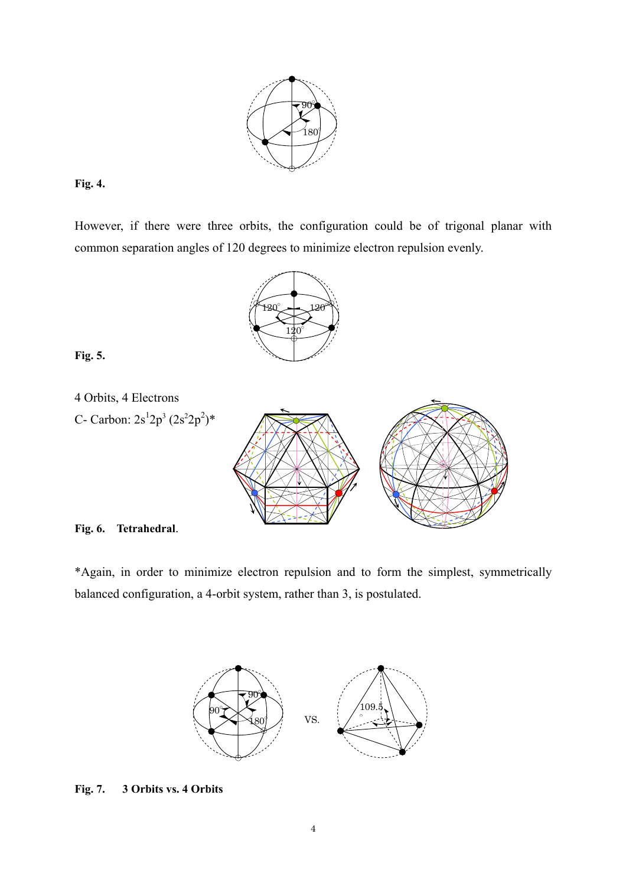**Fig. 4.**

However, if there were three orbits, the configuration could be of trigonal planar with common separation angles of 120 degrees to minimize electron repulsion evenly.

**Fig. 5.**

4 Orbits, 4 Electrons

C- Carbon: $2s^1 2p^3$ ($2s^2 2p^2$)*

**Fig. 6. Tetrahedral**.

*Again, in order to minimize electron repulsion and to form the simplest, symmetrically balanced configuration, a 4-orbit system, rather than 3, is postulated.

**Fig. 7. 3 Orbits vs. 4 Orbits**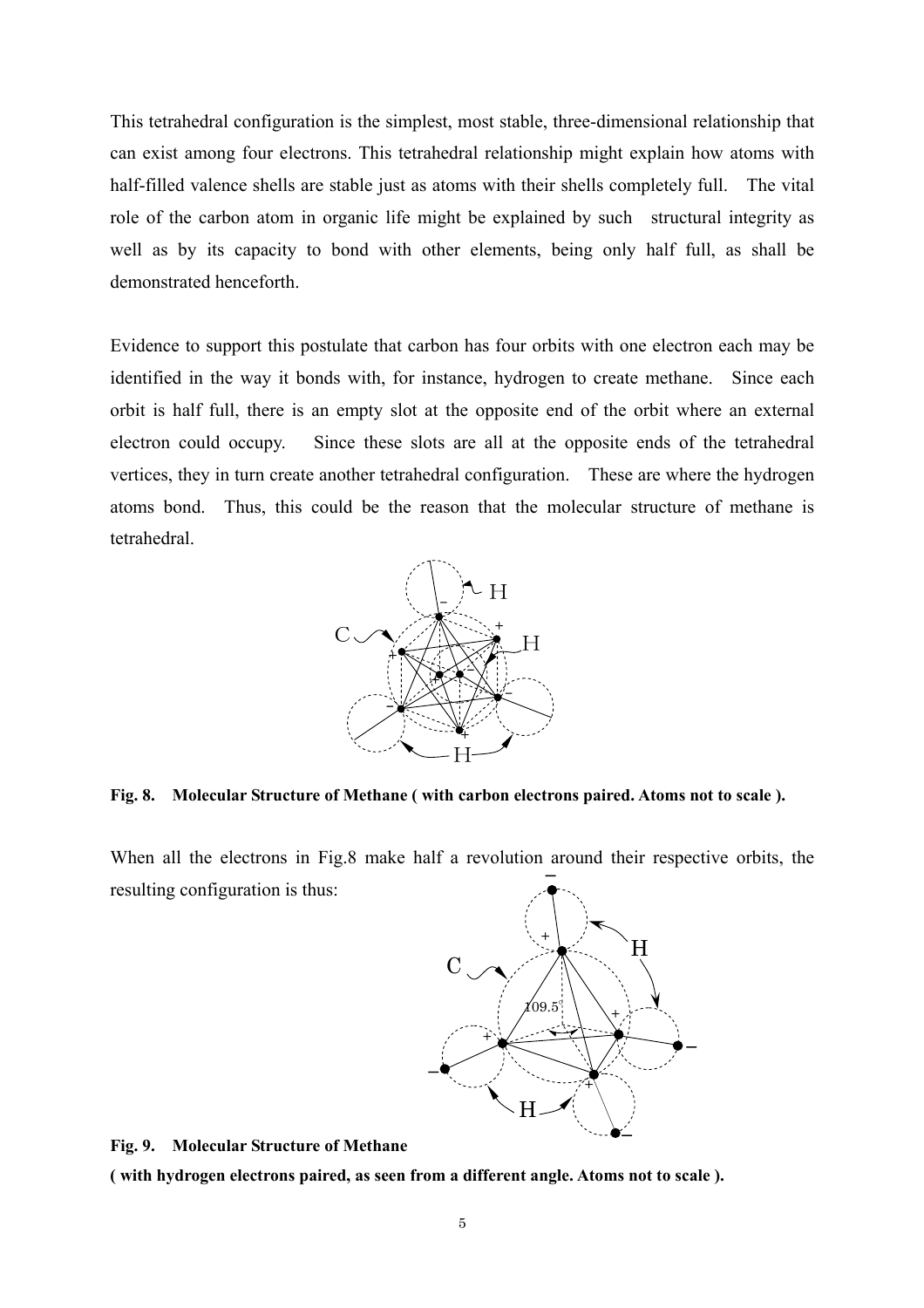This tetrahedral configuration is the simplest, most stable, three-dimensional relationship that can exist among four electrons. This tetrahedral relationship might explain how atoms with half-filled valence shells are stable just as atoms with their shells completely full. The vital role of the carbon atom in organic life might be explained by such structural integrity as well as by its capacity to bond with other elements, being only half full, as shall be demonstrated henceforth.

Evidence to support this postulate that carbon has four orbits with one electron each may be identified in the way it bonds with, for instance, hydrogen to create methane. Since each orbit is half full, there is an empty slot at the opposite end of the orbit where an external electron could occupy. Since these slots are all at the opposite ends of the tetrahedral vertices, they in turn create another tetrahedral configuration. These are where the hydrogen atoms bond. Thus, this could be the reason that the molecular structure of methane is tetrahedral.

**Fig. 8. Molecular Structure of Methane ( with carbon electrons paired. Atoms not to scale ).**

When all the electrons in Fig.8 make half a revolution around their respective orbits, the resulting configuration is thus:

**Fig. 9. Molecular Structure of Methane**
**( with hydrogen electrons paired, as seen from a different angle. Atoms not to scale ).**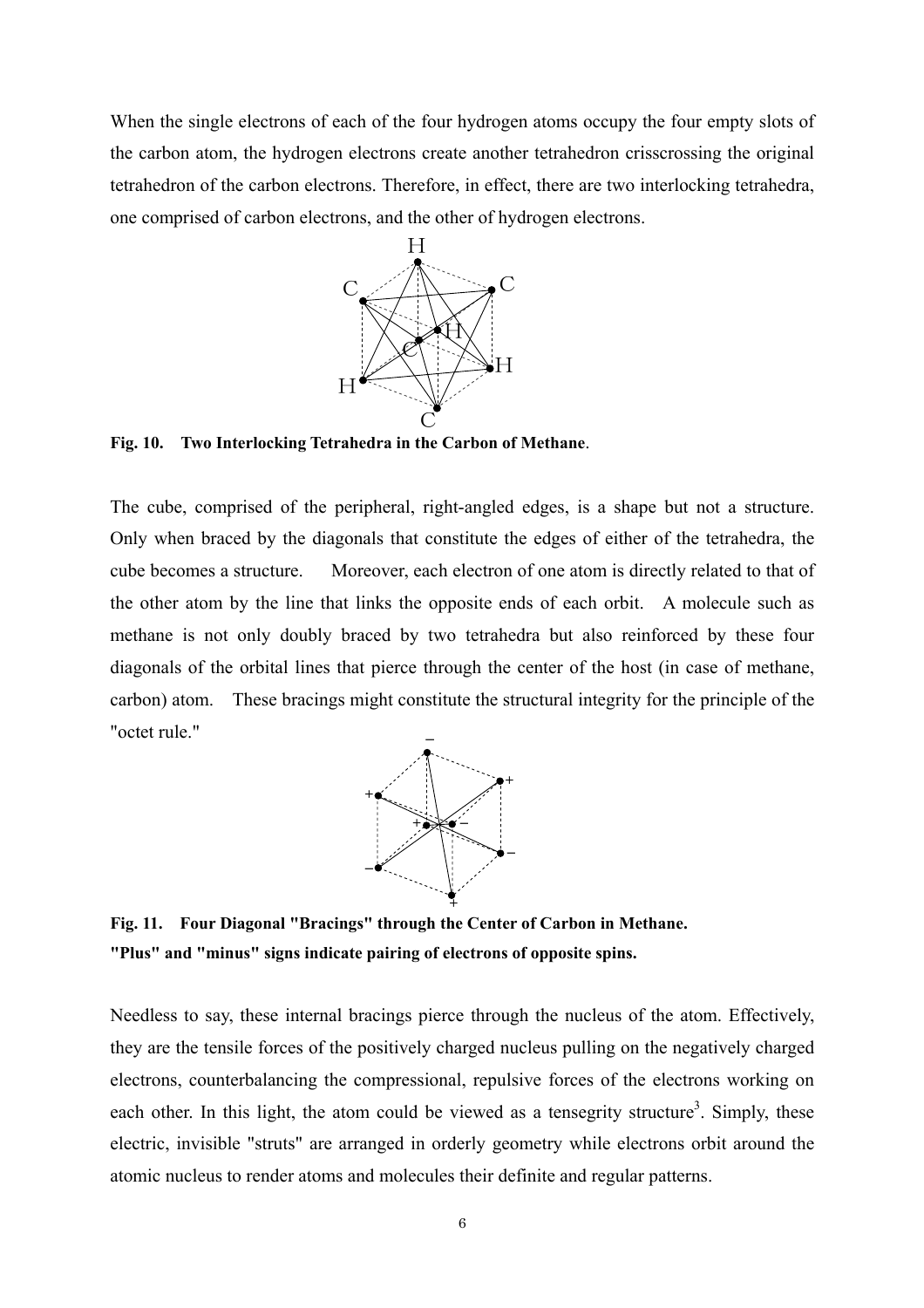When the single electrons of each of the four hydrogen atoms occupy the four empty slots of the carbon atom, the hydrogen electrons create another tetrahedron crisscrossing the original tetrahedron of the carbon electrons. Therefore, in effect, there are two interlocking tetrahedra, one comprised of carbon electrons, and the other of hydrogen electrons.

**Fig. 10. Two Interlocking Tetrahedra in the Carbon of Methane**.

The cube, comprised of the peripheral, right-angled edges, is a shape but not a structure. Only when braced by the diagonals that constitute the edges of either of the tetrahedra, the cube becomes a structure. Moreover, each electron of one atom is directly related to that of the other atom by the line that links the opposite ends of each orbit. A molecule such as methane is not only doubly braced by two tetrahedra but also reinforced by these four diagonals of the orbital lines that pierce through the center of the host (in case of methane, carbon) atom. These bracings might constitute the structural integrity for the principle of the "octet rule."

**Fig. 11. Four Diagonal "Bracings" through the Center of Carbon in Methane.**
**"Plus" and "minus" signs indicate pairing of electrons of opposite spins.**

Needless to say, these internal bracings pierce through the nucleus of the atom. Effectively, they are the tensile forces of the positively charged nucleus pulling on the negatively charged electrons, counterbalancing the compressional, repulsive forces of the electrons working on each other. In this light, the atom could be viewed as a tensegrity structure[3]. Simply, these electric, invisible "struts" are arranged in orderly geometry while electrons orbit around the atomic nucleus to render atoms and molecules their definite and regular patterns.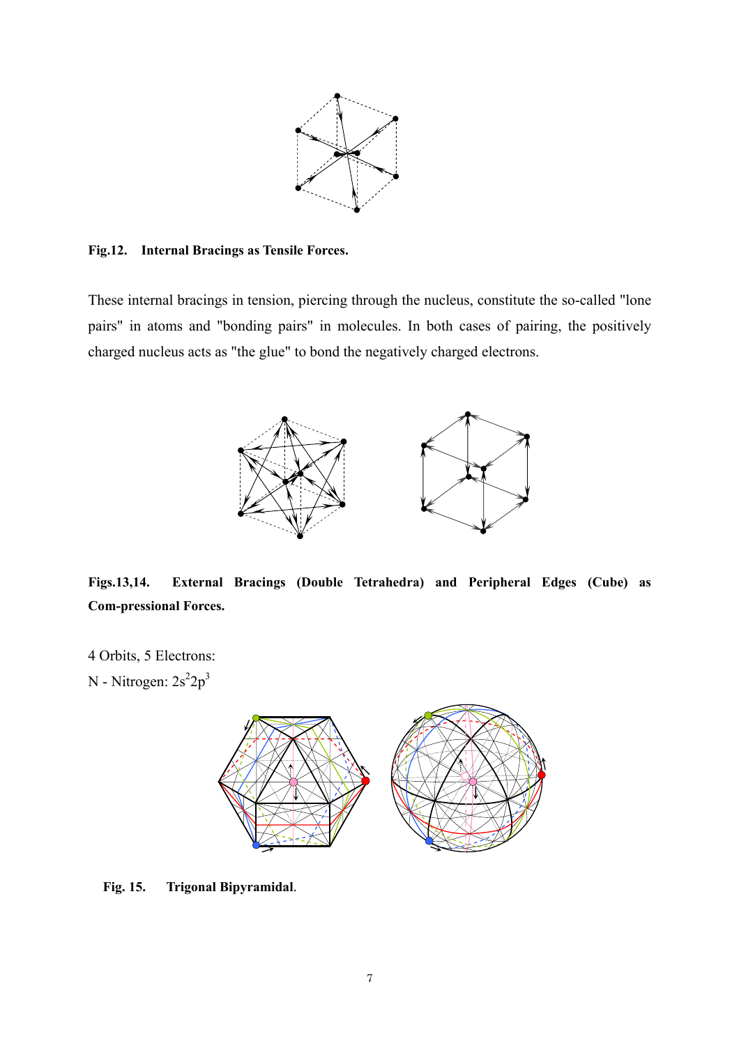**Fig.12. Internal Bracings as Tensile Forces.**

These internal bracings in tension, piercing through the nucleus, constitute the so-called "lone pairs" in atoms and "bonding pairs" in molecules. In both cases of pairing, the positively charged nucleus acts as "the glue" to bond the negatively charged electrons.

**Figs.13,14. External Bracings (Double Tetrahedra) and Peripheral Edges (Cube) as Com-pressional Forces.**

4 Orbits, 5 Electrons:

N - Nitrogen: $2s^2 2p^3$

**Fig. 15. Trigonal Bipyramidal.**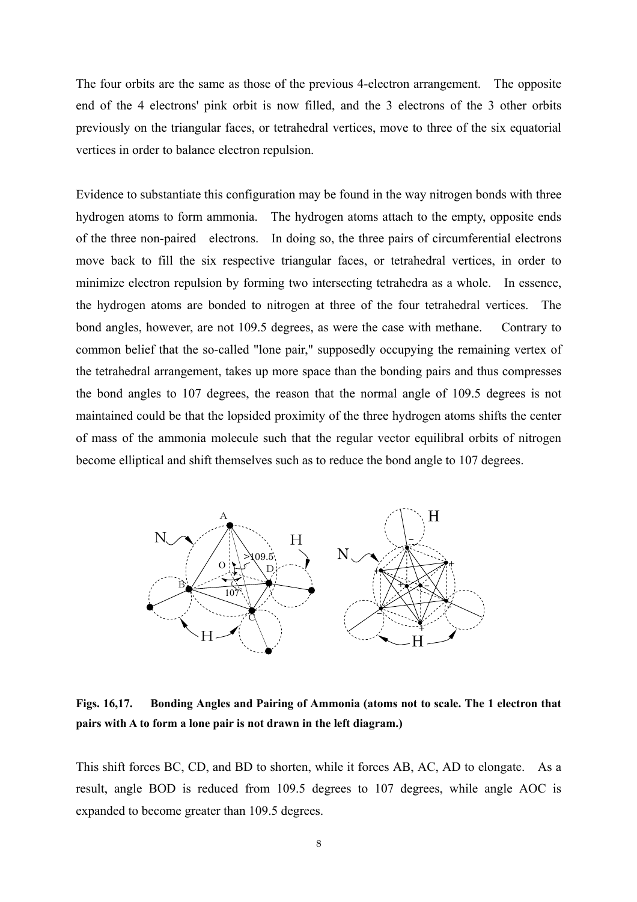The four orbits are the same as those of the previous 4-electron arrangement. The opposite end of the 4 electrons' pink orbit is now filled, and the 3 electrons of the 3 other orbits previously on the triangular faces, or tetrahedral vertices, move to three of the six equatorial vertices in order to balance electron repulsion.

Evidence to substantiate this configuration may be found in the way nitrogen bonds with three hydrogen atoms to form ammonia. The hydrogen atoms attach to the empty, opposite ends of the three non-paired electrons. In doing so, the three pairs of circumferential electrons move back to fill the six respective triangular faces, or tetrahedral vertices, in order to minimize electron repulsion by forming two intersecting tetrahedra as a whole. In essence, the hydrogen atoms are bonded to nitrogen at three of the four tetrahedral vertices. The bond angles, however, are not 109.5 degrees, as were the case with methane. Contrary to common belief that the so-called "lone pair," supposedly occupying the remaining vertex of the tetrahedral arrangement, takes up more space than the bonding pairs and thus compresses the bond angles to 107 degrees, the reason that the normal angle of 109.5 degrees is not maintained could be that the lopsided proximity of the three hydrogen atoms shifts the center of mass of the ammonia molecule such that the regular vector equilibral orbits of nitrogen become elliptical and shift themselves such as to reduce the bond angle to 107 degrees.

**Figs. 16,17. Bonding Angles and Pairing of Ammonia (atoms not to scale. The 1 electron that pairs with A to form a lone pair is not drawn in the left diagram.)**

This shift forces BC, CD, and BD to shorten, while it forces AB, AC, AD to elongate. As a result, angle BOD is reduced from 109.5 degrees to 107 degrees, while angle AOC is expanded to become greater than 109.5 degrees.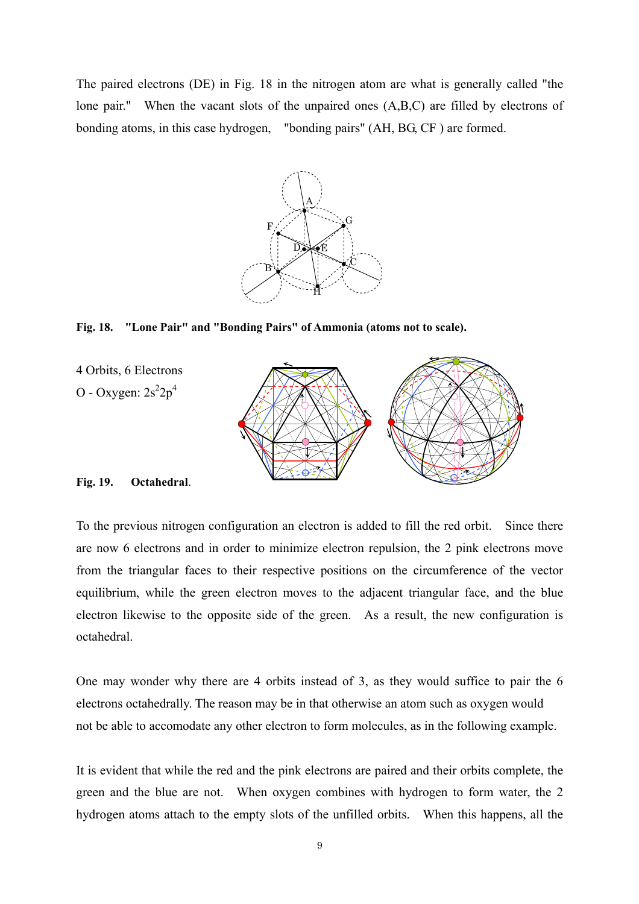The paired electrons (DE) in Fig. 18 in the nitrogen atom are what is generally called "the lone pair." When the vacant slots of the unpaired ones (A,B,C) are filled by electrons of bonding atoms, in this case hydrogen, "bonding pairs" (AH, BG, CF ) are formed.

**Fig. 18. "Lone Pair" and "Bonding Pairs" of Ammonia (atoms not to scale).**

4 Orbits, 6 Electrons

O - Oxygen: $2s^2 2p^4$

**Fig. 19. Octahedral.**

To the previous nitrogen configuration an electron is added to fill the red orbit. Since there are now 6 electrons and in order to minimize electron repulsion, the 2 pink electrons move from the triangular faces to their respective positions on the circumference of the vector equilibrium, while the green electron moves to the adjacent triangular face, and the blue electron likewise to the opposite side of the green. As a result, the new configuration is octahedral.

One may wonder why there are 4 orbits instead of 3, as they would suffice to pair the 6 electrons octahedrally. The reason may be in that otherwise an atom such as oxygen would not be able to accomodate any other electron to form molecules, as in the following example.

It is evident that while the red and the pink electrons are paired and their orbits complete, the green and the blue are not. When oxygen combines with hydrogen to form water, the 2 hydrogen atoms attach to the empty slots of the unfilled orbits. When this happens, all the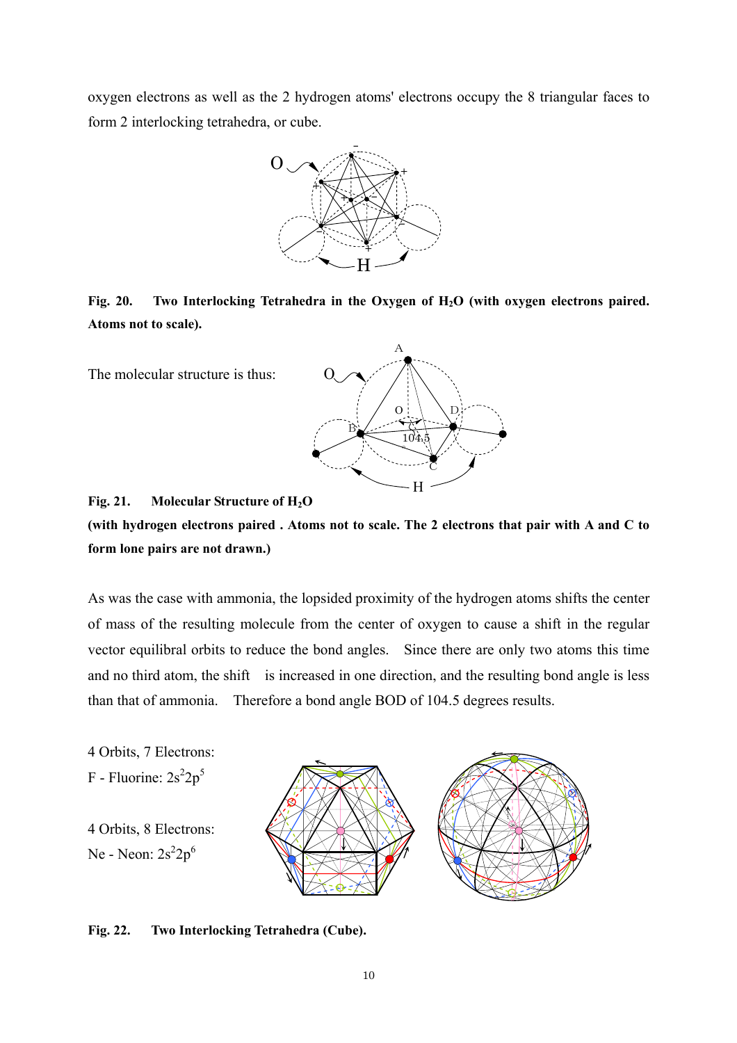oxygen electrons as well as the 2 hydrogen atoms' electrons occupy the 8 triangular faces to form 2 interlocking tetrahedra, or cube.

**Fig. 20. Two Interlocking Tetrahedra in the Oxygen of $H_2O$ (with oxygen electrons paired. Atoms not to scale).**

The molecular structure is thus:

**Fig. 21. Molecular Structure of $H_2O$**

**(with hydrogen electrons paired . Atoms not to scale. The 2 electrons that pair with A and C to form lone pairs are not drawn.)**

As was the case with ammonia, the lopsided proximity of the hydrogen atoms shifts the center of mass of the resulting molecule from the center of oxygen to cause a shift in the regular vector equilibral orbits to reduce the bond angles. Since there are only two atoms this time and no third atom, the shift is increased in one direction, and the resulting bond angle is less than that of ammonia. Therefore a bond angle BOD of 104.5 degrees results.

4 Orbits, 7 Electrons:

F - Fluorine: $2s^2 2p^5$

4 Orbits, 8 Electrons:

Ne - Neon: $2s^2 2p^6$

**Fig. 22. Two Interlocking Tetrahedra (Cube).**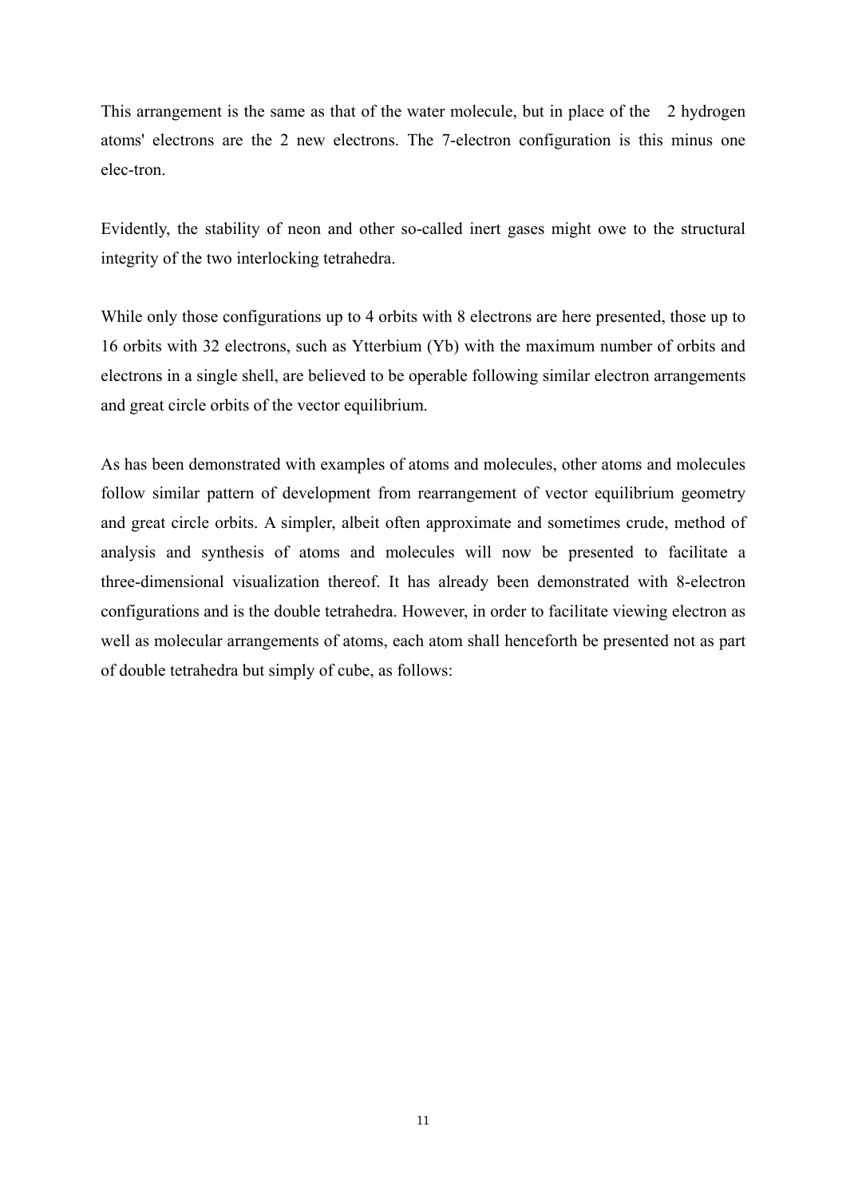This arrangement is the same as that of the water molecule, but in place of the 2 hydrogen atoms' electrons are the 2 new electrons. The 7-electron configuration is this minus one elec-tron.

Evidently, the stability of neon and other so-called inert gases might owe to the structural integrity of the two interlocking tetrahedra.

While only those configurations up to 4 orbits with 8 electrons are here presented, those up to 16 orbits with 32 electrons, such as Ytterbium (Yb) with the maximum number of orbits and electrons in a single shell, are believed to be operable following similar electron arrangements and great circle orbits of the vector equilibrium.

As has been demonstrated with examples of atoms and molecules, other atoms and molecules follow similar pattern of development from rearrangement of vector equilibrium geometry and great circle orbits. A simpler, albeit often approximate and sometimes crude, method of analysis and synthesis of atoms and molecules will now be presented to facilitate a three-dimensional visualization thereof. It has already been demonstrated with 8-electron configurations and is the double tetrahedra. However, in order to facilitate viewing electron as well as molecular arrangements of atoms, each atom shall henceforth be presented not as part of double tetrahedra but simply of cube, as follows: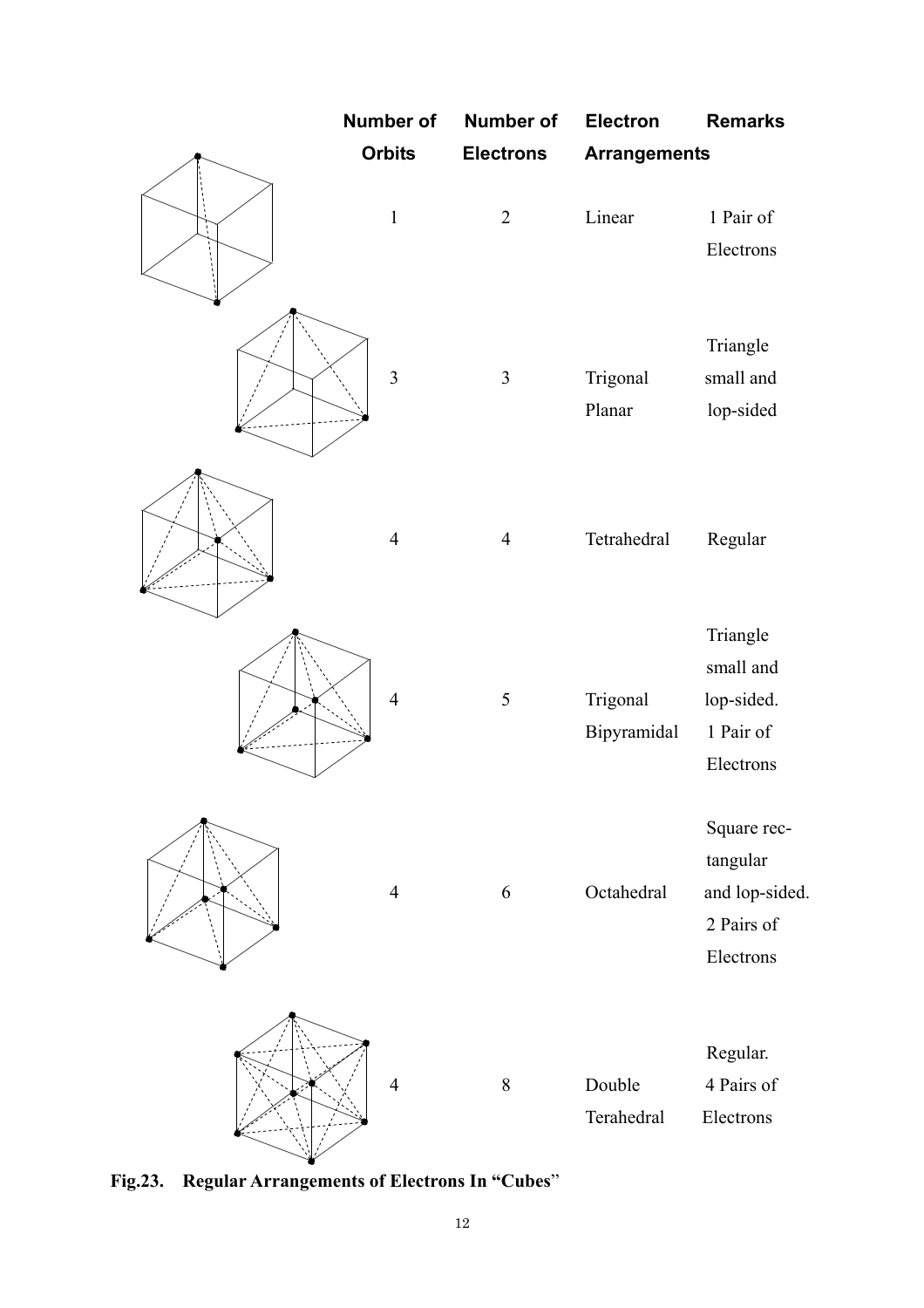| Number of Orbits | Number of Electrons | Electron Arrangements | Remarks |
|---|---|---|---|
| 1 | 2 | Linear | 1 Pair of Electrons |
| 3 | 3 | Trigonal Planar | Triangle small and lop-sided |
| 4 | 4 | Tetrahedral | Regular |
| 4 | 5 | Trigonal Bipyramidal | Triangle small and lop-sided. 1 Pair of Electrons |
| 4 | 6 | Octahedral | Square rec-tangular and lop-sided. 2 Pairs of Electrons |
| 4 | 8 | Double Terahedral | Regular. 4 Pairs of Electrons |

**Fig.23. Regular Arrangements of Electrons In "Cubes"**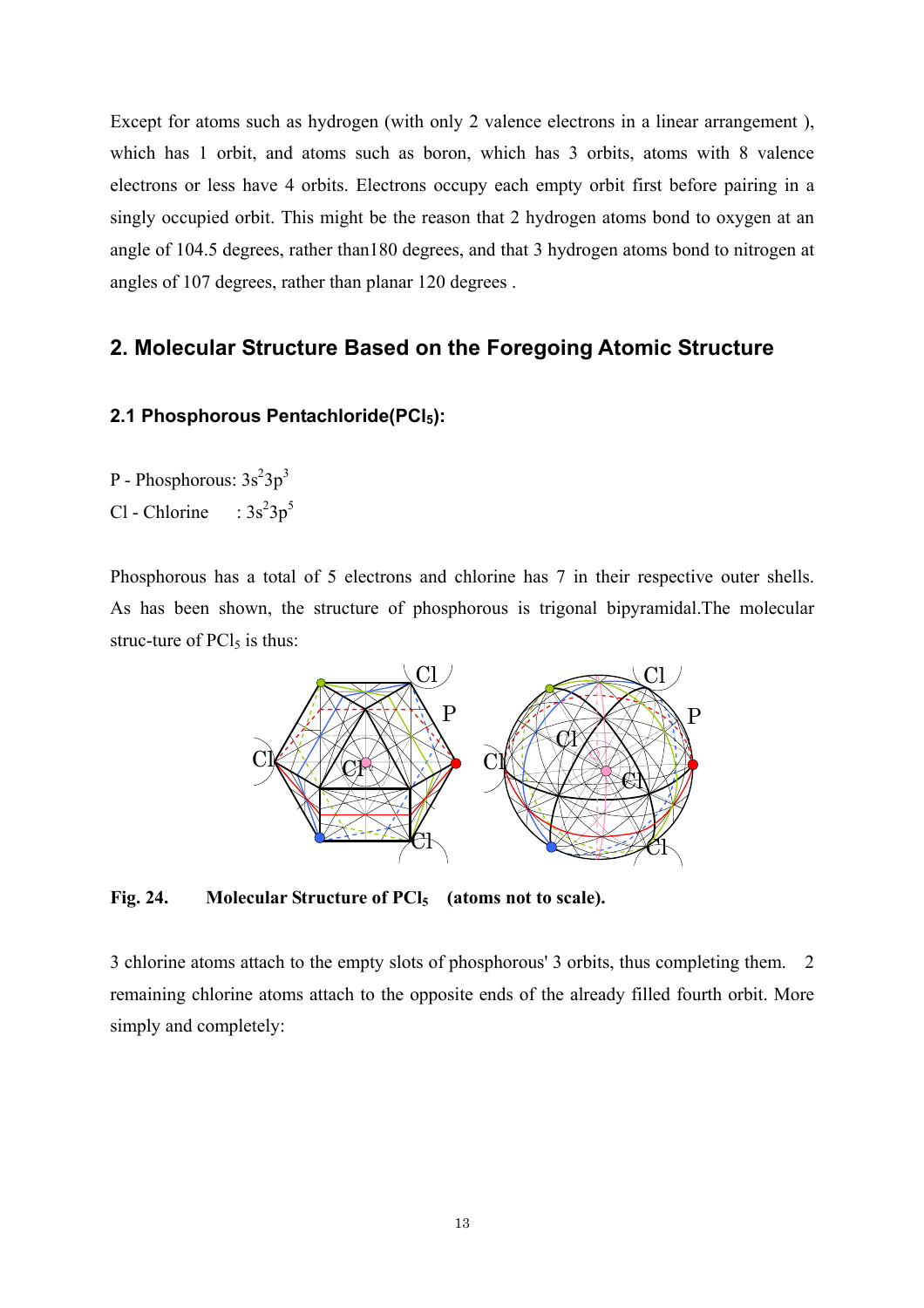Except for atoms such as hydrogen (with only 2 valence electrons in a linear arrangement ), which has 1 orbit, and atoms such as boron, which has 3 orbits, atoms with 8 valence electrons or less have 4 orbits. Electrons occupy each empty orbit first before pairing in a singly occupied orbit. This might be the reason that 2 hydrogen atoms bond to oxygen at an angle of 104.5 degrees, rather than180 degrees, and that 3 hydrogen atoms bond to nitrogen at angles of 107 degrees, rather than planar 120 degrees .

## 2. Molecular Structure Based on the Foregoing Atomic Structure

### 2.1 Phosphorous Pentachloride($PCl_5$):

P - Phosphorous: $3s^2 3p^3$

Cl - Chlorine : $3s^2 3p^5$

Phosphorous has a total of 5 electrons and chlorine has 7 in their respective outer shells. As has been shown, the structure of phosphorous is trigonal bipyramidal.The molecular struc-ture of $PCl_5$ is thus:

**Fig. 24. Molecular Structure of $PCl_5$ (atoms not to scale).**

3 chlorine atoms attach to the empty slots of phosphorous' 3 orbits, thus completing them. 2 remaining chlorine atoms attach to the opposite ends of the already filled fourth orbit. More simply and completely: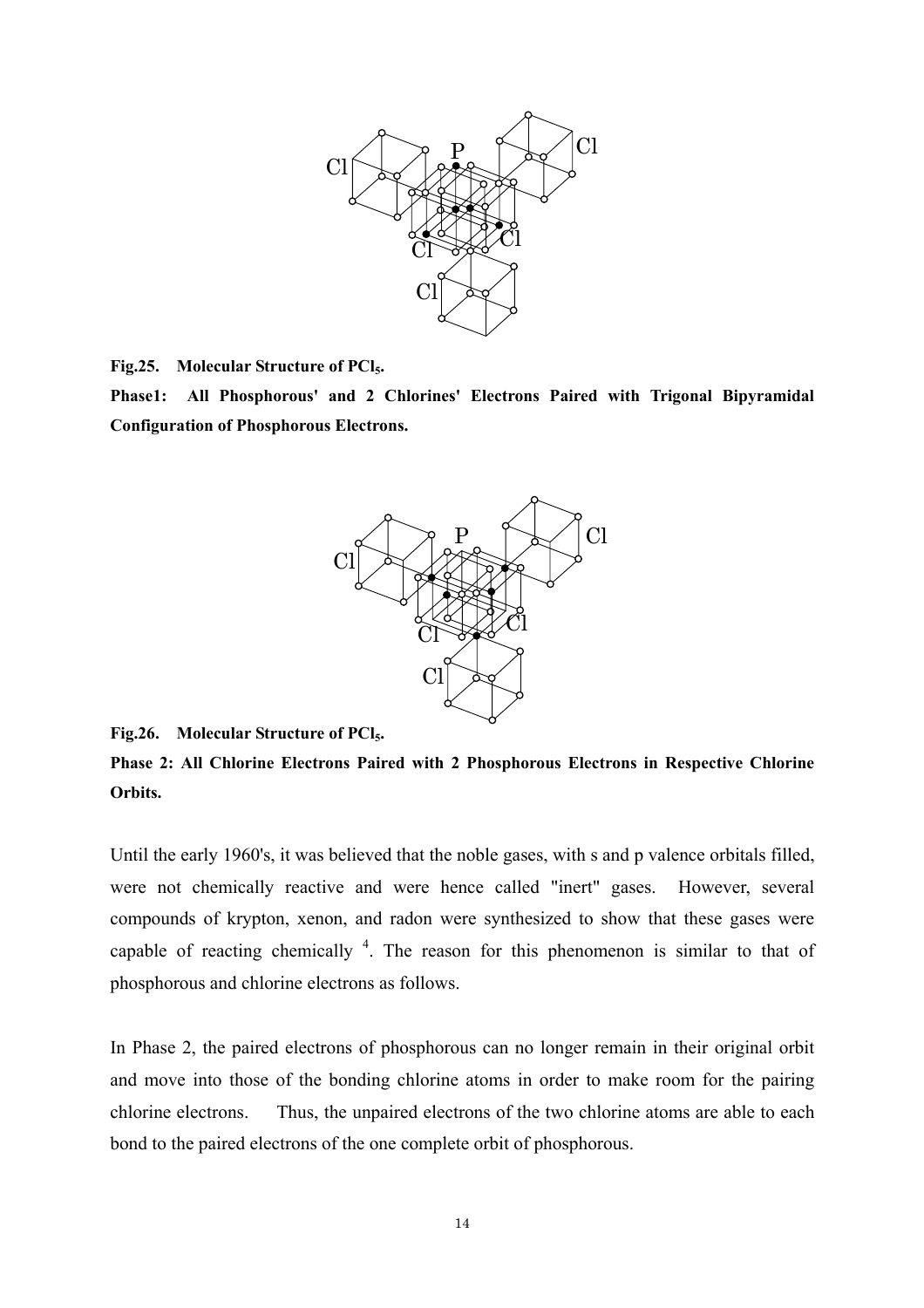**Fig.25. Molecular Structure of $PCl_5$.**

**Phase1: All Phosphorous' and 2 Chlorines' Electrons Paired with Trigonal Bipyramidal Configuration of Phosphorous Electrons.**

**Fig.26. Molecular Structure of $PCl_5$.**

**Phase 2: All Chlorine Electrons Paired with 2 Phosphorous Electrons in Respective Chlorine Orbits.**

Until the early 1960's, it was believed that the noble gases, with s and p valence orbitals filled, were not chemically reactive and were hence called "inert" gases. However, several compounds of krypton, xenon, and radon were synthesized to show that these gases were capable of reacting chemically [4]. The reason for this phenomenon is similar to that of phosphorous and chlorine electrons as follows.

In Phase 2, the paired electrons of phosphorous can no longer remain in their original orbit and move into those of the bonding chlorine atoms in order to make room for the pairing chlorine electrons. Thus, the unpaired electrons of the two chlorine atoms are able to each bond to the paired electrons of the one complete orbit of phosphorous.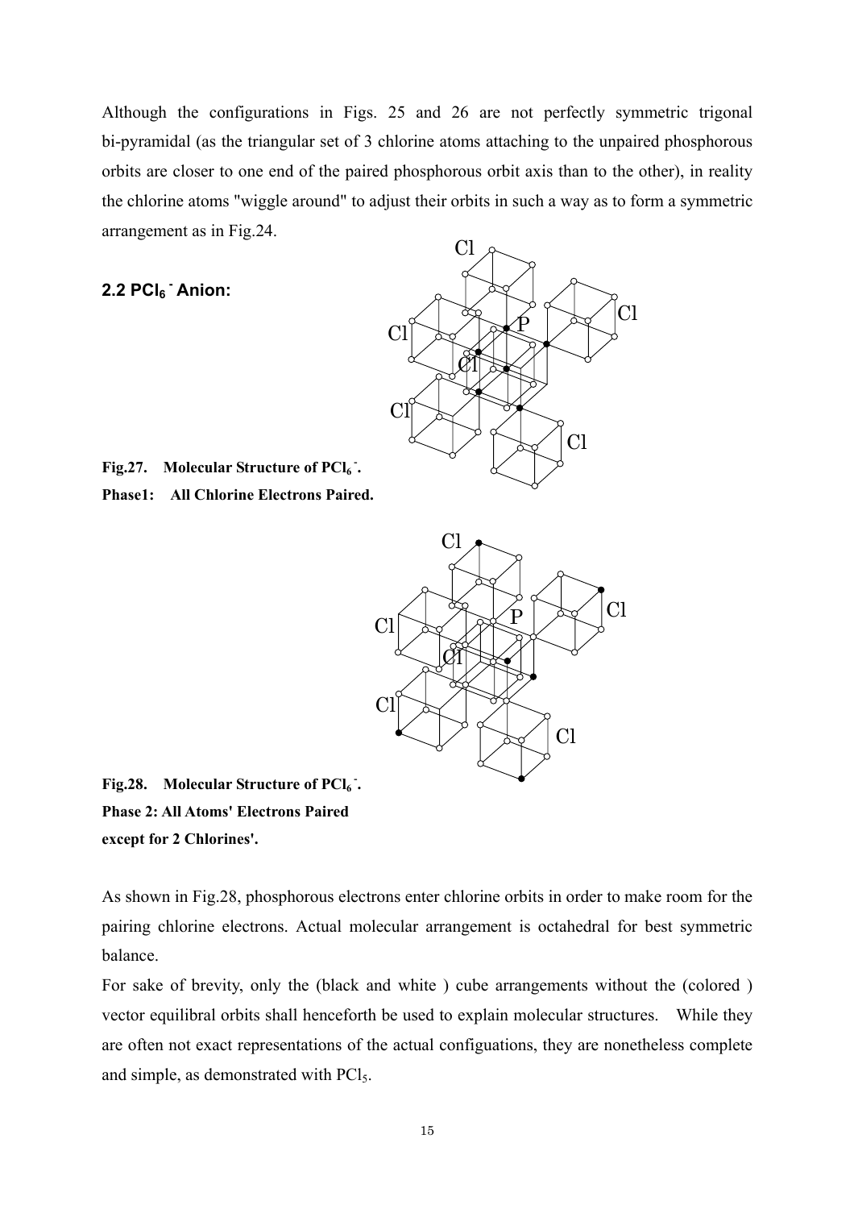Although the configurations in Figs. 25 and 26 are not perfectly symmetric trigonal bi-pyramidal (as the triangular set of 3 chlorine atoms attaching to the unpaired phosphorous orbits are closer to one end of the paired phosphorous orbit axis than to the other), in reality the chlorine atoms "wiggle around" to adjust their orbits in such a way as to form a symmetric arrangement as in Fig.24.

## 2.2 $PCl_6^-$ Anion:

**Fig.27. Molecular Structure of $PCl_6^-$.**
**Phase1: All Chlorine Electrons Paired.**

**Fig.28. Molecular Structure of $PCl_6^-$.**
**Phase 2: All Atoms' Electrons Paired except for 2 Chlorines'.**

As shown in Fig.28, phosphorous electrons enter chlorine orbits in order to make room for the pairing chlorine electrons. Actual molecular arrangement is octahedral for best symmetric balance.

For sake of brevity, only the (black and white ) cube arrangements without the (colored ) vector equilibral orbits shall henceforth be used to explain molecular structures. While they are often not exact representations of the actual configuations, they are nonetheless complete and simple, as demonstrated with $PCl_5$.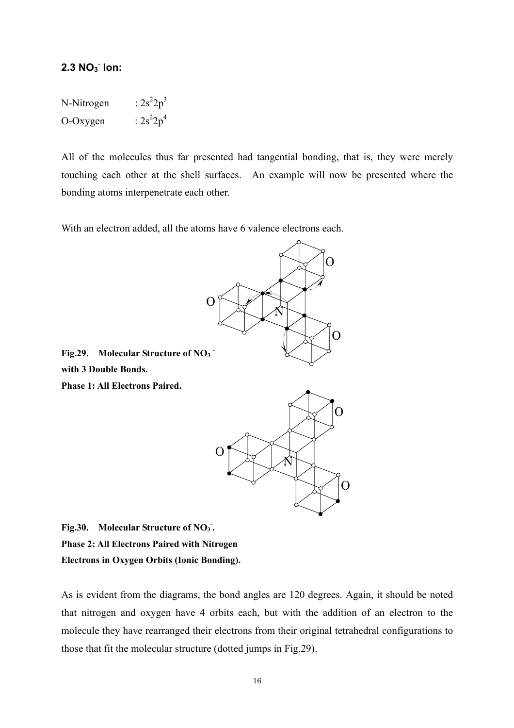## 2.3 $NO_3^-$ Ion:

N-Nitrogen : $2s^2 2p^3$

O-Oxygen : $2s^2 2p^4$

All of the molecules thus far presented had tangential bonding, that is, they were merely touching each other at the shell surfaces. An example will now be presented where the bonding atoms interpenetrate each other.

With an electron added, all the atoms have 6 valence electrons each.

**Fig.29. Molecular Structure of $NO_3^-$ with 3 Double Bonds. Phase 1: All Electrons Paired.**

**Fig.30. Molecular Structure of $NO_3^-$. Phase 2: All Electrons Paired with Nitrogen Electrons in Oxygen Orbits (Ionic Bonding).**

As is evident from the diagrams, the bond angles are 120 degrees. Again, it should be noted that nitrogen and oxygen have 4 orbits each, but with the addition of an electron to the molecule they have rearranged their electrons from their original tetrahedral configurations to those that fit the molecular structure (dotted jumps in Fig.29).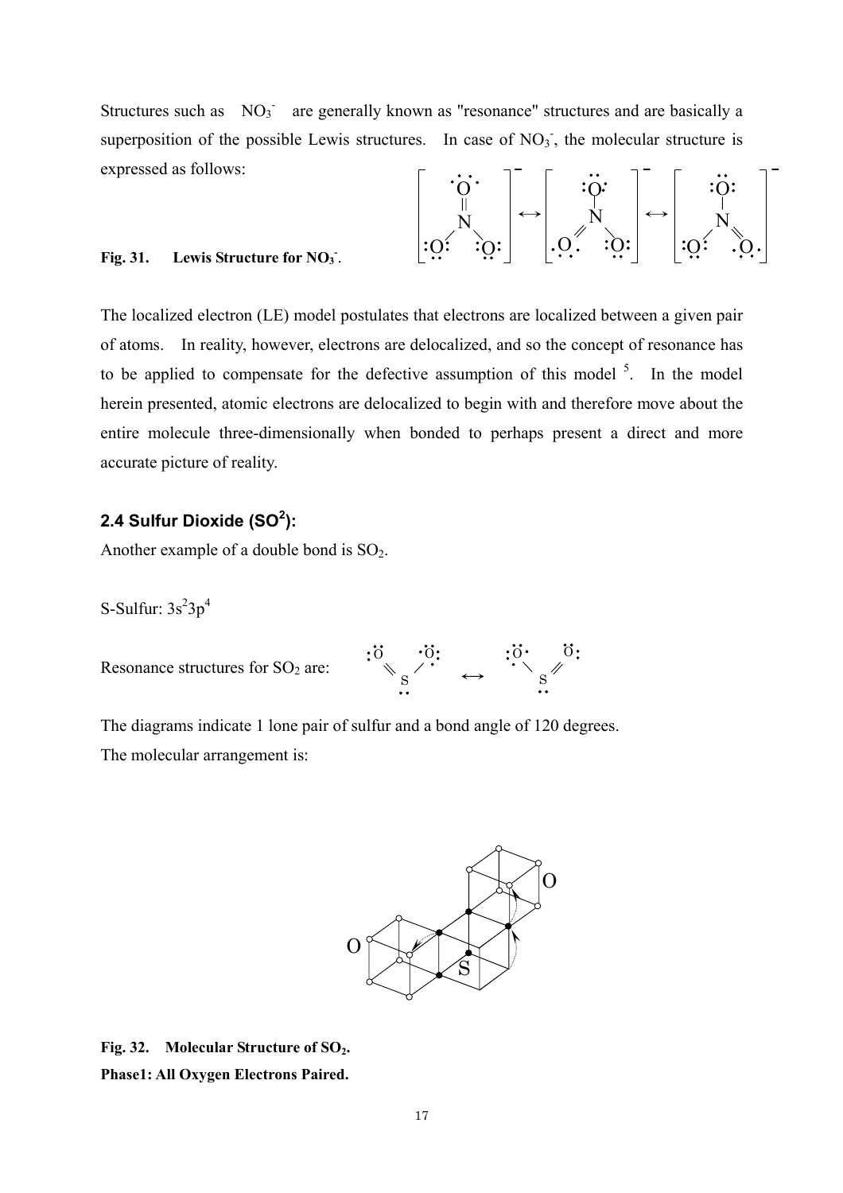Structures such as $NO_3^-$ are generally known as "resonance" structures and are basically a superposition of the possible Lewis structures. In case of $NO_3^-$, the molecular structure is expressed as follows:

**Fig. 31. Lewis Structure for $NO_3^-$.**

The localized electron (LE) model postulates that electrons are localized between a given pair of atoms. In reality, however, electrons are delocalized, and so the concept of resonance has to be applied to compensate for the defective assumption of this model [5]. In the model herein presented, atomic electrons are delocalized to begin with and therefore move about the entire molecule three-dimensionally when bonded to perhaps present a direct and more accurate picture of reality.

## 2.4 Sulfur Dioxide ($SO^2$):

Another example of a double bond is $SO_2$.

S-Sulfur: $3s^2 3p^4$

Resonance structures for $SO_2$ are:

The diagrams indicate 1 lone pair of sulfur and a bond angle of 120 degrees.

The molecular arrangement is:

**Fig. 32. Molecular Structure of $SO_2$.**

**Phase1: All Oxygen Electrons Paired.**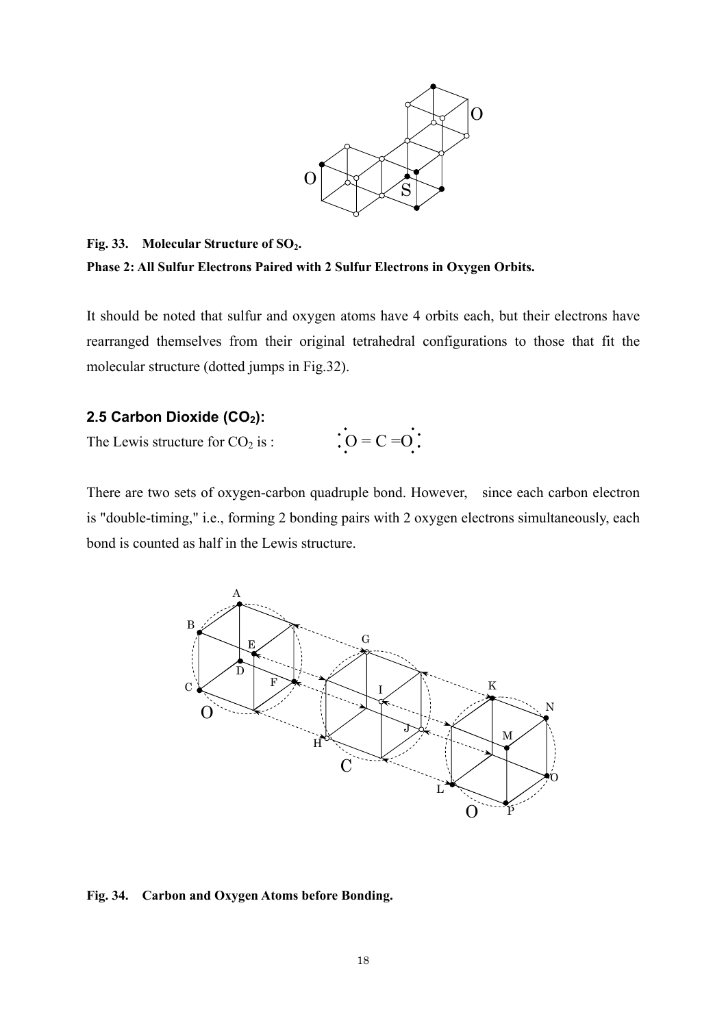Fig. 33. Molecular Structure of $SO_2$.

**Phase 2: All Sulfur Electrons Paired with 2 Sulfur Electrons in Oxygen Orbits.**

It should be noted that sulfur and oxygen atoms have 4 orbits each, but their electrons have rearranged themselves from their original tetrahedral configurations to those that fit the molecular structure (dotted jumps in Fig.32).

## 2.5 Carbon Dioxide ($CO_2$):

The Lewis structure for $CO_2$ is : $\ddot{O} = C = \ddot{O}$

There are two sets of oxygen-carbon quadruple bond. However, since each carbon electron is "double-timing," i.e., forming 2 bonding pairs with 2 oxygen electrons simultaneously, each bond is counted as half in the Lewis structure.

**Fig. 34. Carbon and Oxygen Atoms before Bonding.**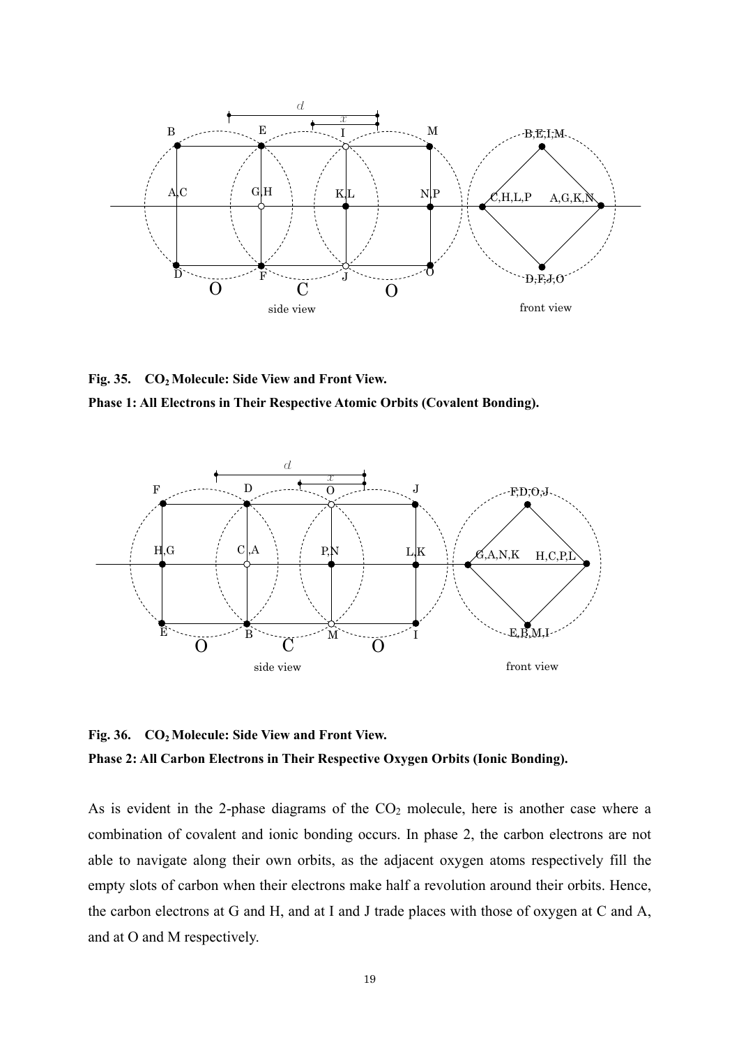**Fig. 35. $CO_2$ Molecule: Side View and Front View.**

**Phase 1: All Electrons in Their Respective Atomic Orbits (Covalent Bonding).**

**Fig. 36. $CO_2$ Molecule: Side View and Front View.**

**Phase 2: All Carbon Electrons in Their Respective Oxygen Orbits (Ionic Bonding).**

As is evident in the 2-phase diagrams of the $CO_2$ molecule, here is another case where a combination of covalent and ionic bonding occurs. In phase 2, the carbon electrons are not able to navigate along their own orbits, as the adjacent oxygen atoms respectively fill the empty slots of carbon when their electrons make half a revolution around their orbits. Hence, the carbon electrons at G and H, and at I and J trade places with those of oxygen at C and A, and at O and M respectively.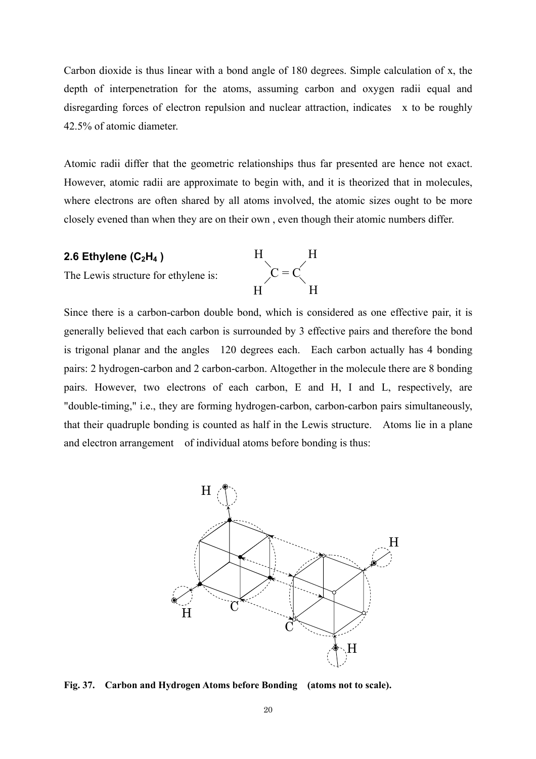Carbon dioxide is thus linear with a bond angle of 180 degrees. Simple calculation of x, the depth of interpenetration for the atoms, assuming carbon and oxygen radii equal and disregarding forces of electron repulsion and nuclear attraction, indicates x to be roughly 42.5% of atomic diameter.

Atomic radii differ that the geometric relationships thus far presented are hence not exact. However, atomic radii are approximate to begin with, and it is theorized that in molecules, where electrons are often shared by all atoms involved, the atomic sizes ought to be more closely evened than when they are on their own , even though their atomic numbers differ.

### 2.6 Ethylene ($C_2H_4$ )

The Lewis structure for ethylene is:

```
H       H
 \     /
  C = C
 /     \
H       H
```

Since there is a carbon-carbon double bond, which is considered as one effective pair, it is generally believed that each carbon is surrounded by 3 effective pairs and therefore the bond is trigonal planar and the angles 120 degrees each. Each carbon actually has 4 bonding pairs: 2 hydrogen-carbon and 2 carbon-carbon. Altogether in the molecule there are 8 bonding pairs. However, two electrons of each carbon, E and H, I and L, respectively, are "double-timing," i.e., they are forming hydrogen-carbon, carbon-carbon pairs simultaneously, that their quadruple bonding is counted as half in the Lewis structure. Atoms lie in a plane and electron arrangement of individual atoms before bonding is thus:

**Fig. 37. Carbon and Hydrogen Atoms before Bonding (atoms not to scale).**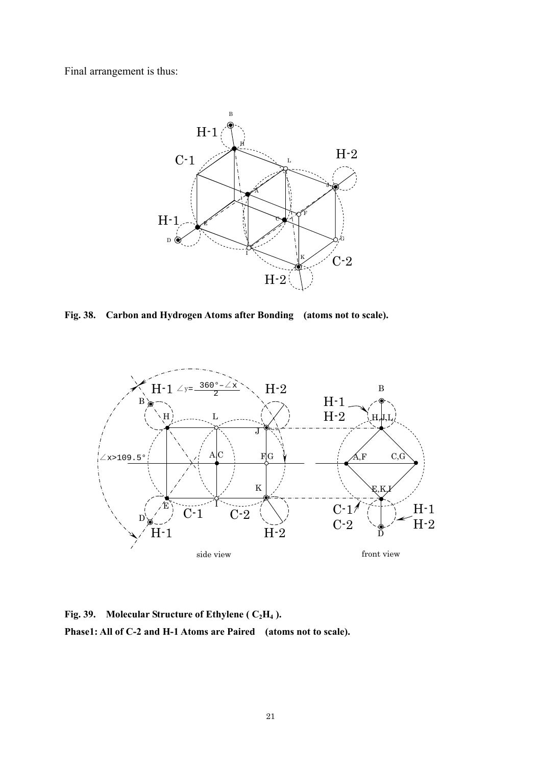Final arrangement is thus:

**Fig. 38. Carbon and Hydrogen Atoms after Bonding (atoms not to scale).**

**Fig. 39. Molecular Structure of Ethylene ( $C_2H_4$ ).**

**Phase1: All of C-2 and H-1 Atoms are Paired (atoms not to scale).**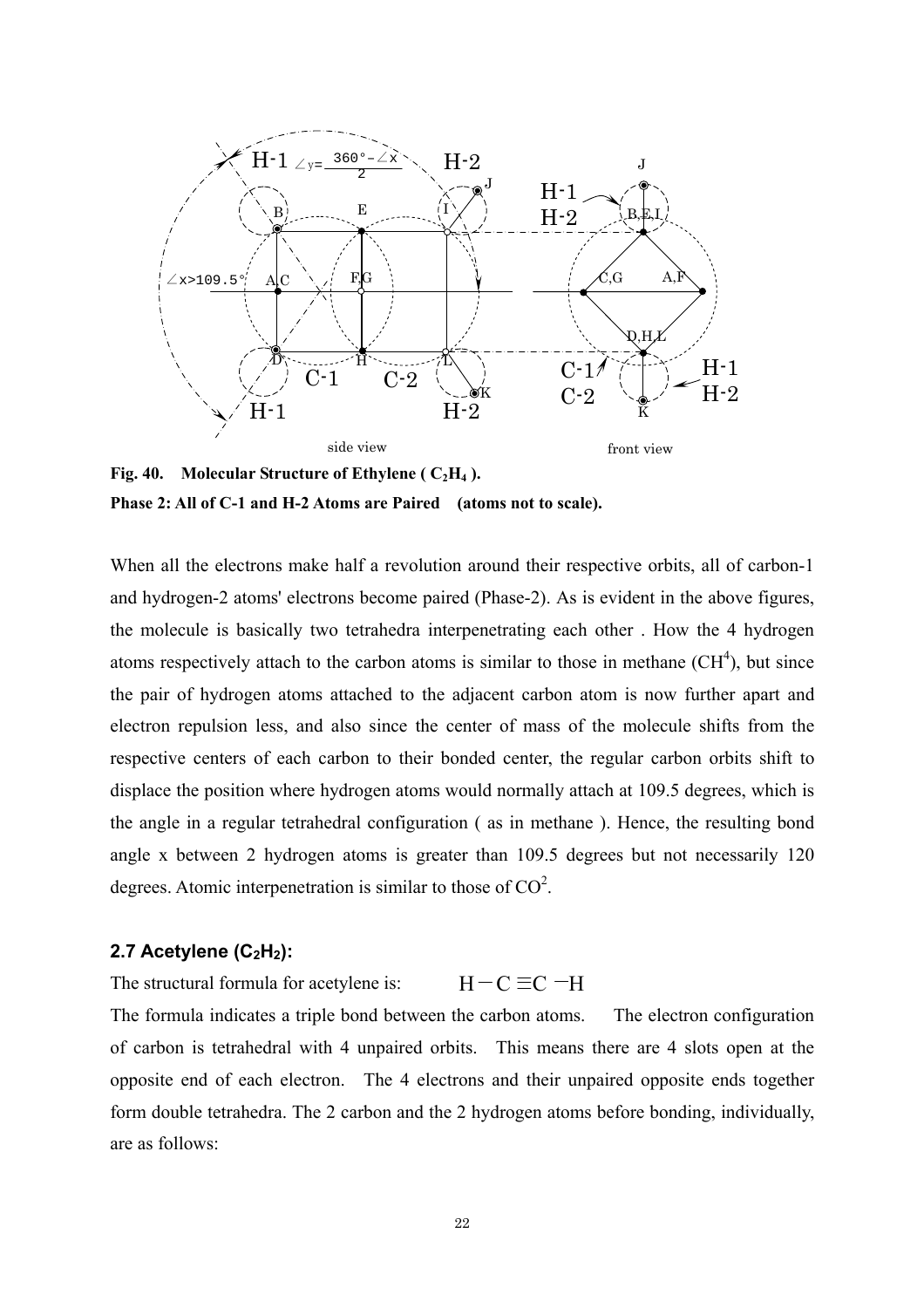**Fig. 40. Molecular Structure of Ethylene ( $C_2H_4$ ).**
**Phase 2: All of C-1 and H-2 Atoms are Paired (atoms not to scale).**

When all the electrons make half a revolution around their respective orbits, all of carbon-1 and hydrogen-2 atoms' electrons become paired (Phase-2). As is evident in the above figures, the molecule is basically two tetrahedra interpenetrating each other . How the 4 hydrogen atoms respectively attach to the carbon atoms is similar to those in methane ($CH^4$), but since the pair of hydrogen atoms attached to the adjacent carbon atom is now further apart and electron repulsion less, and also since the center of mass of the molecule shifts from the respective centers of each carbon to their bonded center, the regular carbon orbits shift to displace the position where hydrogen atoms would normally attach at 109.5 degrees, which is the angle in a regular tetrahedral configuration ( as in methane ). Hence, the resulting bond angle x between 2 hydrogen atoms is greater than 109.5 degrees but not necessarily 120 degrees. Atomic interpenetration is similar to those of $CO^2$.

### 2.7 Acetylene ($C_2H_2$):

The structural formula for acetylene is: H－C ≡C －H

The formula indicates a triple bond between the carbon atoms. The electron configuration of carbon is tetrahedral with 4 unpaired orbits. This means there are 4 slots open at the opposite end of each electron. The 4 electrons and their unpaired opposite ends together form double tetrahedra. The 2 carbon and the 2 hydrogen atoms before bonding, individually, are as follows: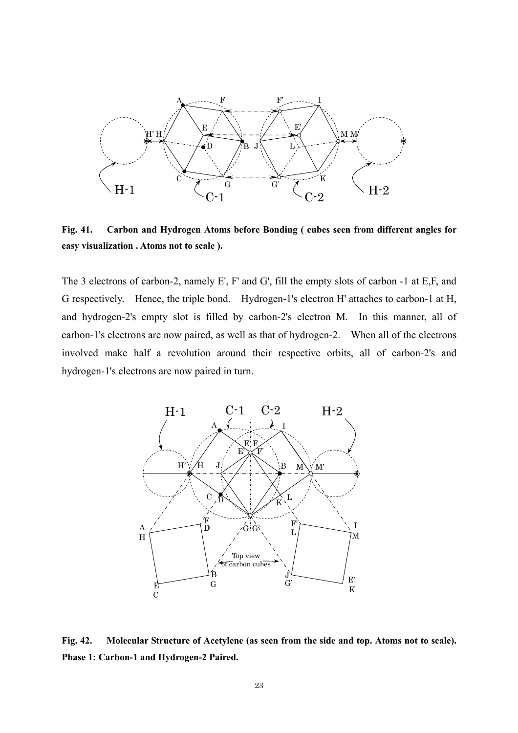**Fig. 41. Carbon and Hydrogen Atoms before Bonding ( cubes seen from different angles for easy visualization . Atoms not to scale ).**

The 3 electrons of carbon-2, namely E', F' and G', fill the empty slots of carbon -1 at E,F, and G respectively. Hence, the triple bond. Hydrogen-1's electron H' attaches to carbon-1 at H, and hydrogen-2's empty slot is filled by carbon-2's electron M. In this manner, all of carbon-1's electrons are now paired, as well as that of hydrogen-2. When all of the electrons involved make half a revolution around their respective orbits, all of carbon-2's and hydrogen-1's electrons are now paired in turn.

**Fig. 42. Molecular Structure of Acetylene (as seen from the side and top. Atoms not to scale). Phase 1: Carbon-1 and Hydrogen-2 Paired.**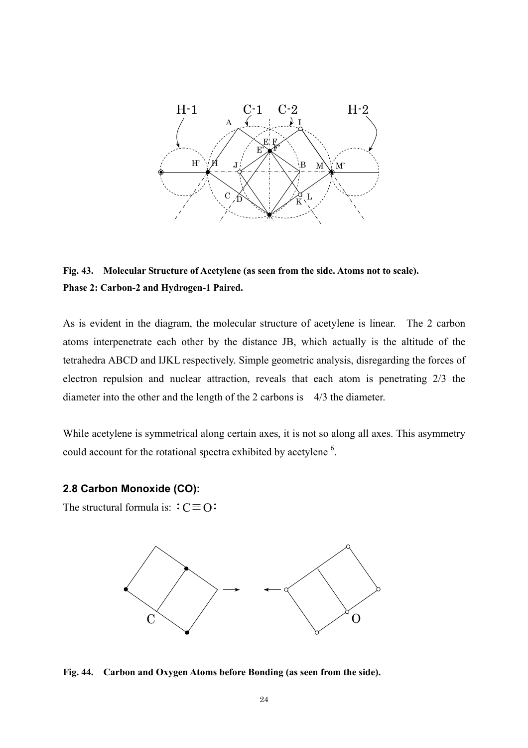Fig. 43. **Molecular Structure of Acetylene (as seen from the side. Atoms not to scale). Phase 2: Carbon-2 and Hydrogen-1 Paired.**

As is evident in the diagram, the molecular structure of acetylene is linear. The 2 carbon atoms interpenetrate each other by the distance JB, which actually is the altitude of the tetrahedra ABCD and IJKL respectively. Simple geometric analysis, disregarding the forces of electron repulsion and nuclear attraction, reveals that each atom is penetrating 2/3 the diameter into the other and the length of the 2 carbons is 4/3 the diameter.

While acetylene is symmetrical along certain axes, it is not so along all axes. This asymmetry could account for the rotational spectra exhibited by acetylene [6].

## 2.8 Carbon Monoxide (CO):

The structural formula is: :C≡O:

**Fig. 44. Carbon and Oxygen Atoms before Bonding (as seen from the side).**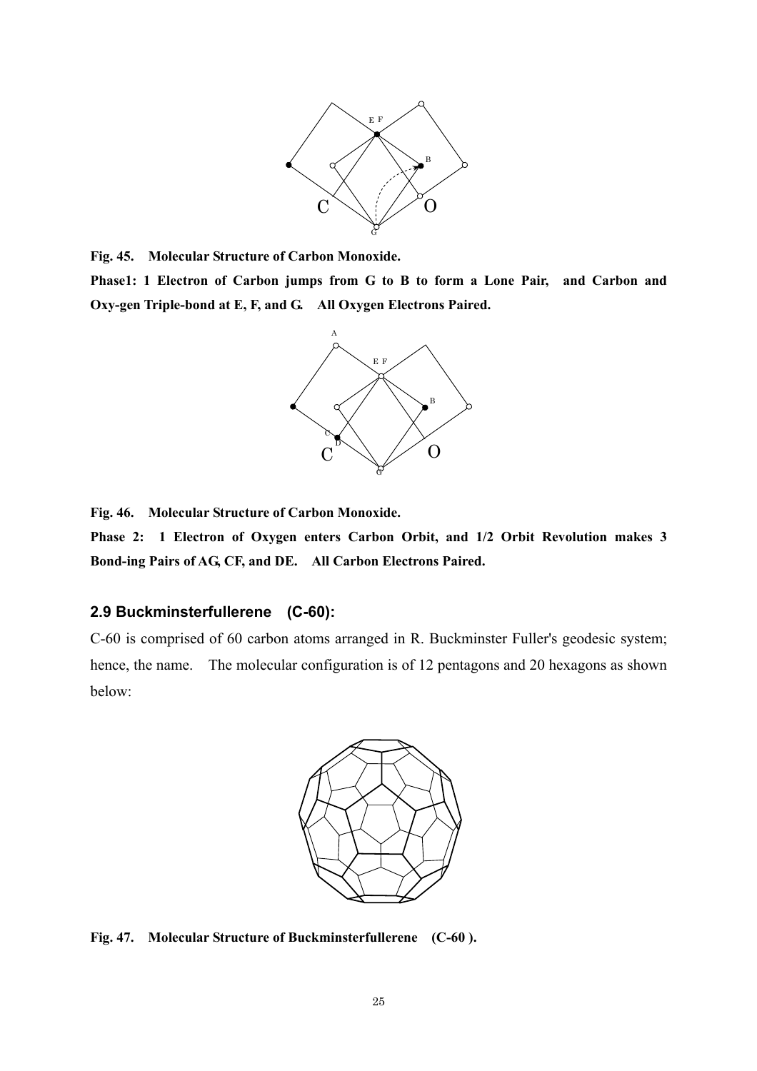**Fig. 45. Molecular Structure of Carbon Monoxide.**

**Phase1: 1 Electron of Carbon jumps from G to B to form a Lone Pair, and Carbon and Oxy-gen Triple-bond at E, F, and G. All Oxygen Electrons Paired.**

**Fig. 46. Molecular Structure of Carbon Monoxide.**

**Phase 2: 1 Electron of Oxygen enters Carbon Orbit, and 1/2 Orbit Revolution makes 3 Bond-ing Pairs of AG, CF, and DE. All Carbon Electrons Paired.**

### 2.9 Buckminsterfullerene (C-60):

C-60 is comprised of 60 carbon atoms arranged in R. Buckminster Fuller's geodesic system; hence, the name. The molecular configuration is of 12 pentagons and 20 hexagons as shown below:

**Fig. 47. Molecular Structure of Buckminsterfullerene (C-60 ).**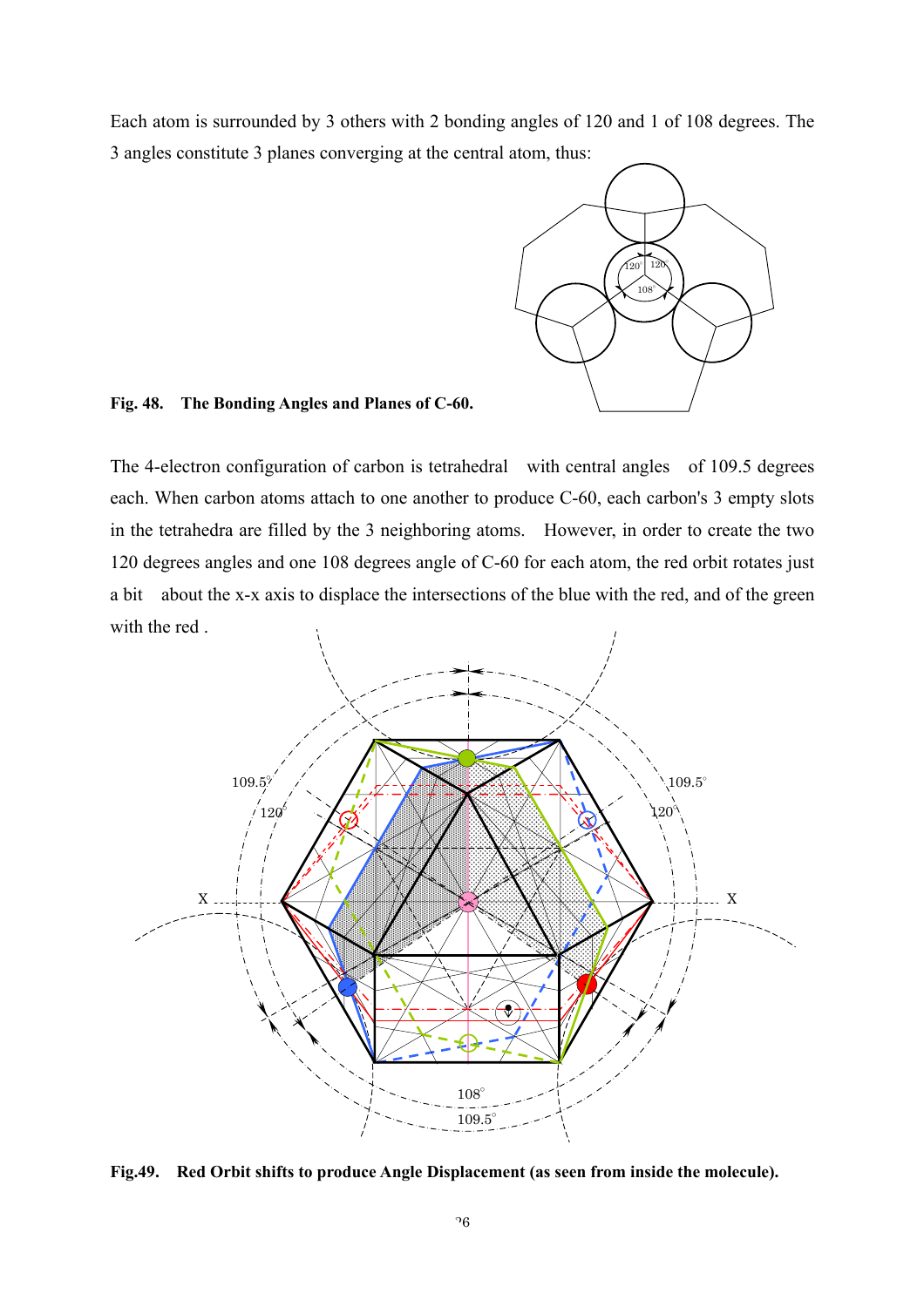Each atom is surrounded by 3 others with 2 bonding angles of 120 and 1 of 108 degrees. The 3 angles constitute 3 planes converging at the central atom, thus:

**Fig. 48. The Bonding Angles and Planes of C-60.**

The 4-electron configuration of carbon is tetrahedral with central angles of 109.5 degrees each. When carbon atoms attach to one another to produce C-60, each carbon's 3 empty slots in the tetrahedra are filled by the 3 neighboring atoms. However, in order to create the two 120 degrees angles and one 108 degrees angle of C-60 for each atom, the red orbit rotates just a bit about the x-x axis to displace the intersections of the blue with the red, and of the green with the red .

**Fig.49. Red Orbit shifts to produce Angle Displacement (as seen from inside the molecule).**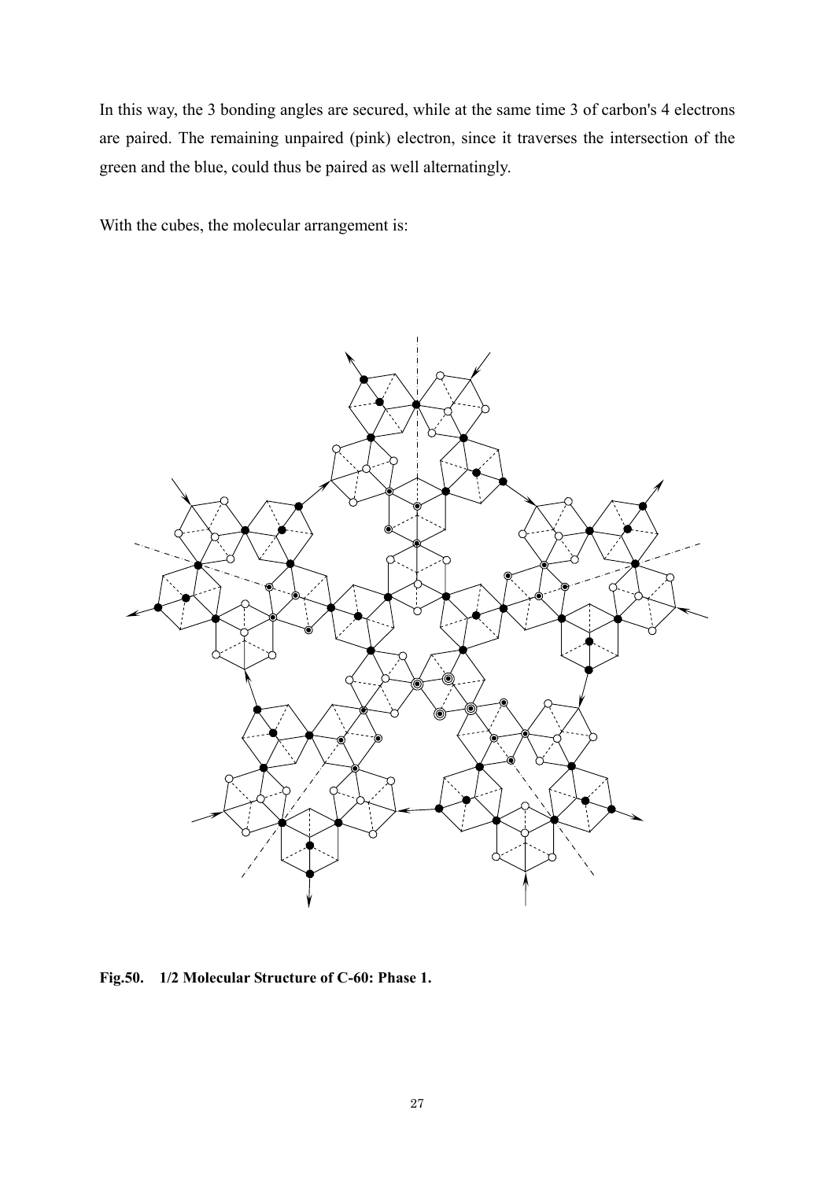In this way, the 3 bonding angles are secured, while at the same time 3 of carbon's 4 electrons are paired. The remaining unpaired (pink) electron, since it traverses the intersection of the green and the blue, could thus be paired as well alternatingly.

With the cubes, the molecular arrangement is:

**Fig.50. 1/2 Molecular Structure of C-60: Phase 1.**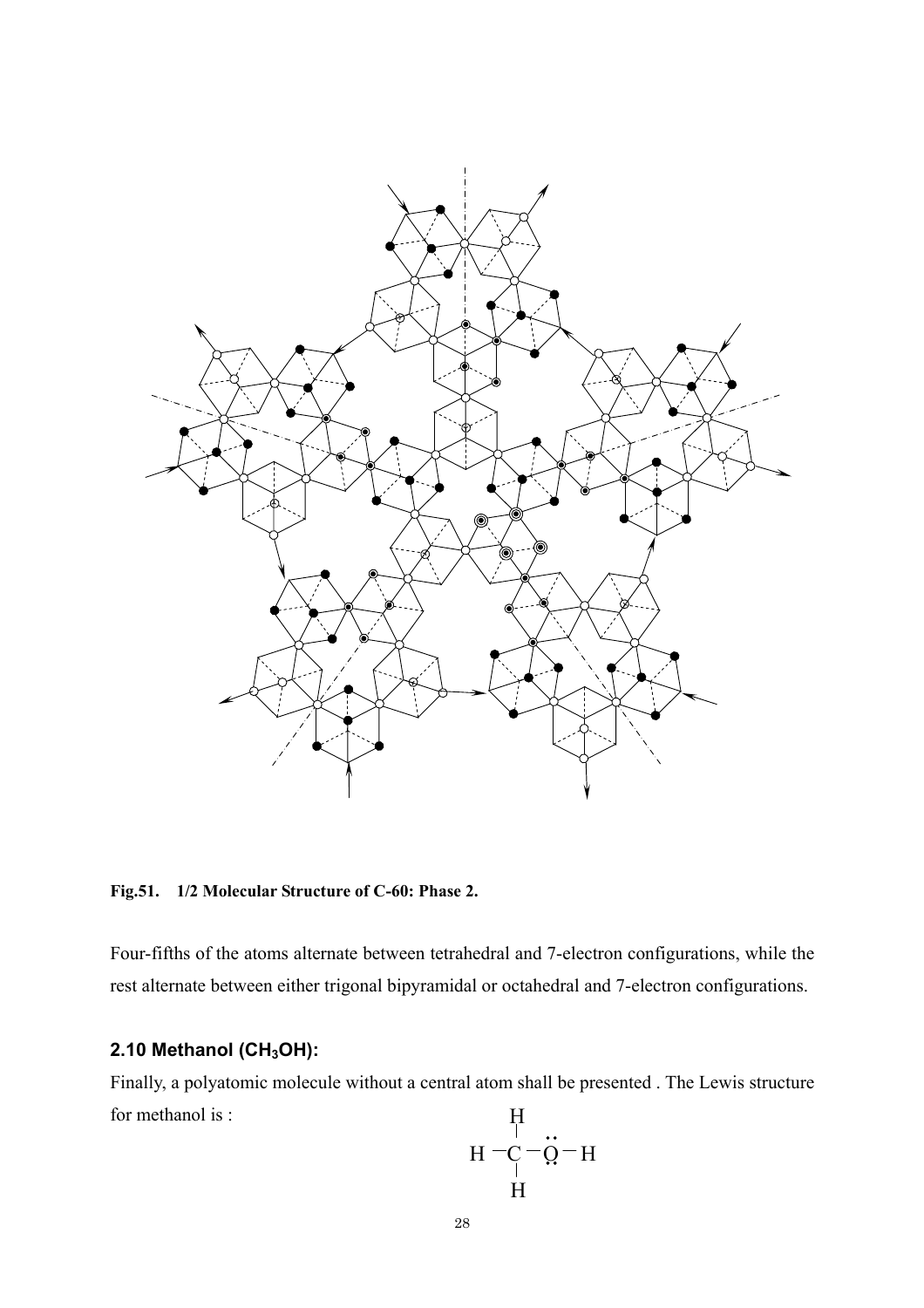**Fig.51. 1/2 Molecular Structure of C-60: Phase 2.**

Four-fifths of the atoms alternate between tetrahedral and 7-electron configurations, while the rest alternate between either trigonal bipyramidal or octahedral and 7-electron configurations.

## 2.10 Methanol ($CH_3OH$):

Finally, a polyatomic molecule without a central atom shall be presented . The Lewis structure for methanol is :

```
    H
    |    ..
H — C — O — H
    |    ..
    H
```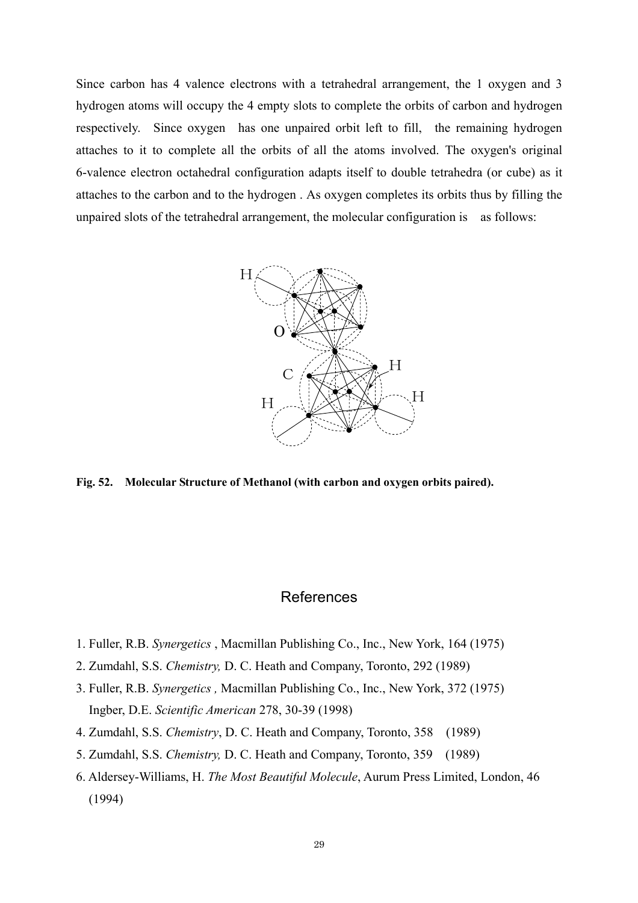Since carbon has 4 valence electrons with a tetrahedral arrangement, the 1 oxygen and 3 hydrogen atoms will occupy the 4 empty slots to complete the orbits of carbon and hydrogen respectively. Since oxygen has one unpaired orbit left to fill, the remaining hydrogen attaches to it to complete all the orbits of all the atoms involved. The oxygen's original 6-valence electron octahedral configuration adapts itself to double tetrahedra (or cube) as it attaches to the carbon and to the hydrogen . As oxygen completes its orbits thus by filling the unpaired slots of the tetrahedral arrangement, the molecular configuration is as follows:

**Fig. 52. Molecular Structure of Methanol (with carbon and oxygen orbits paired).**

## References

1. Fuller, R.B. *Synergetics* , Macmillan Publishing Co., Inc., New York, 164 (1975)
2. Zumdahl, S.S. *Chemistry,* D. C. Heath and Company, Toronto, 292 (1989)
3. Fuller, R.B. *Synergetics ,* Macmillan Publishing Co., Inc., New York, 372 (1975)
   Ingber, D.E. *Scientific American* 278, 30-39 (1998)
4. Zumdahl, S.S. *Chemistry*, D. C. Heath and Company, Toronto, 358 (1989)
5. Zumdahl, S.S. *Chemistry,* D. C. Heath and Company, Toronto, 359 (1989)
6. Aldersey-Williams, H. *The Most Beautiful Molecule*, Aurum Press Limited, London, 46 (1994)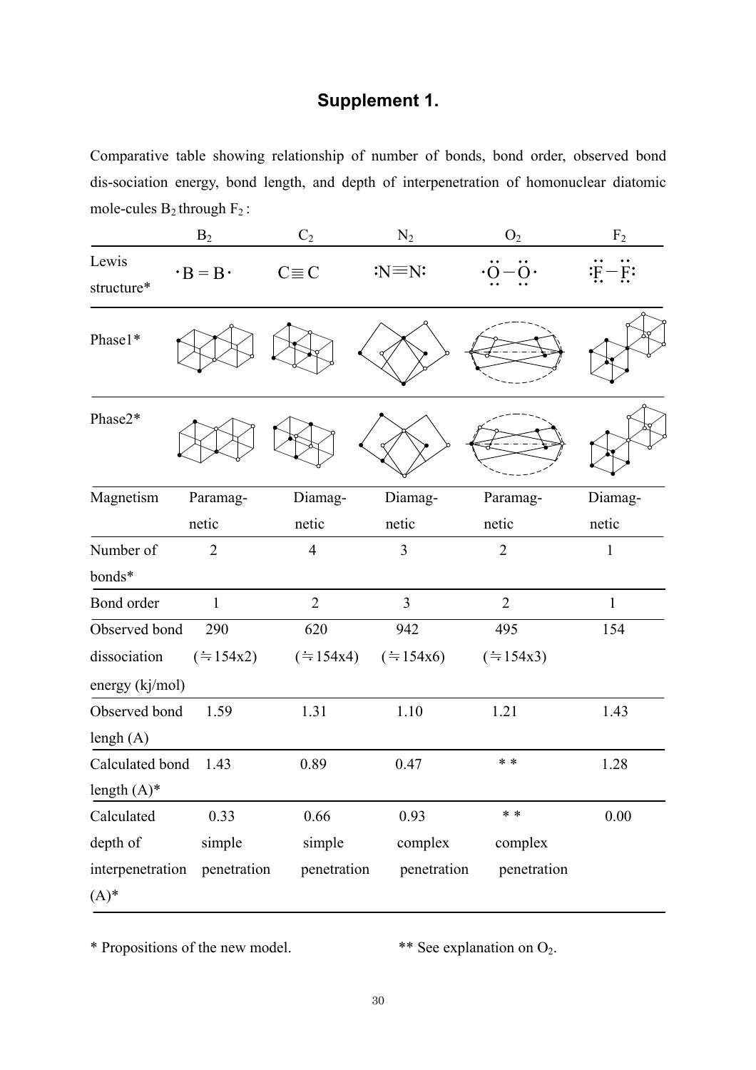# Supplement 1.

Comparative table showing relationship of number of bonds, bond order, observed bond dis-sociation energy, bond length, and depth of interpenetration of homonuclear diatomic mole-cules $B_2$ through $F_2$ :

| | $B_2$ | $C_2$ | $N_2$ | $O_2$ | $F_2$ |
|---|---|---|---|---|---|
| Lewis structure* | ·B = B· | C≡C | :N≡N: | ·Ö−Ö· | :F̈−F̈: |
| Phase1* | | | | | |
| Phase2* | | | | | |
| Magnetism | Paramag-netic | Diamag-netic | Diamag-netic | Paramag-netic | Diamag-netic |
| Number of bonds* | 2 | 4 | 3 | 2 | 1 |
| Bond order | 1 | 2 | 3 | 2 | 1 |
| Observed bond dissociation energy (kj/mol) | 290 (≒154x2) | 620 (≒154x4) | 942 (≒154x6) | 495 (≒154x3) | 154 |
| Observed bond lengh (A) | 1.59 | 1.31 | 1.10 | 1.21 | 1.43 |
| Calculated bond length (A)* | 1.43 | 0.89 | 0.47 | ** | 1.28 |
| Calculated depth of interpenetration (A)* | 0.33 simple penetration | 0.66 simple penetration | 0.93 complex penetration | ** complex penetration | 0.00 |

\* Propositions of the new model. ** See explanation on $O_2$.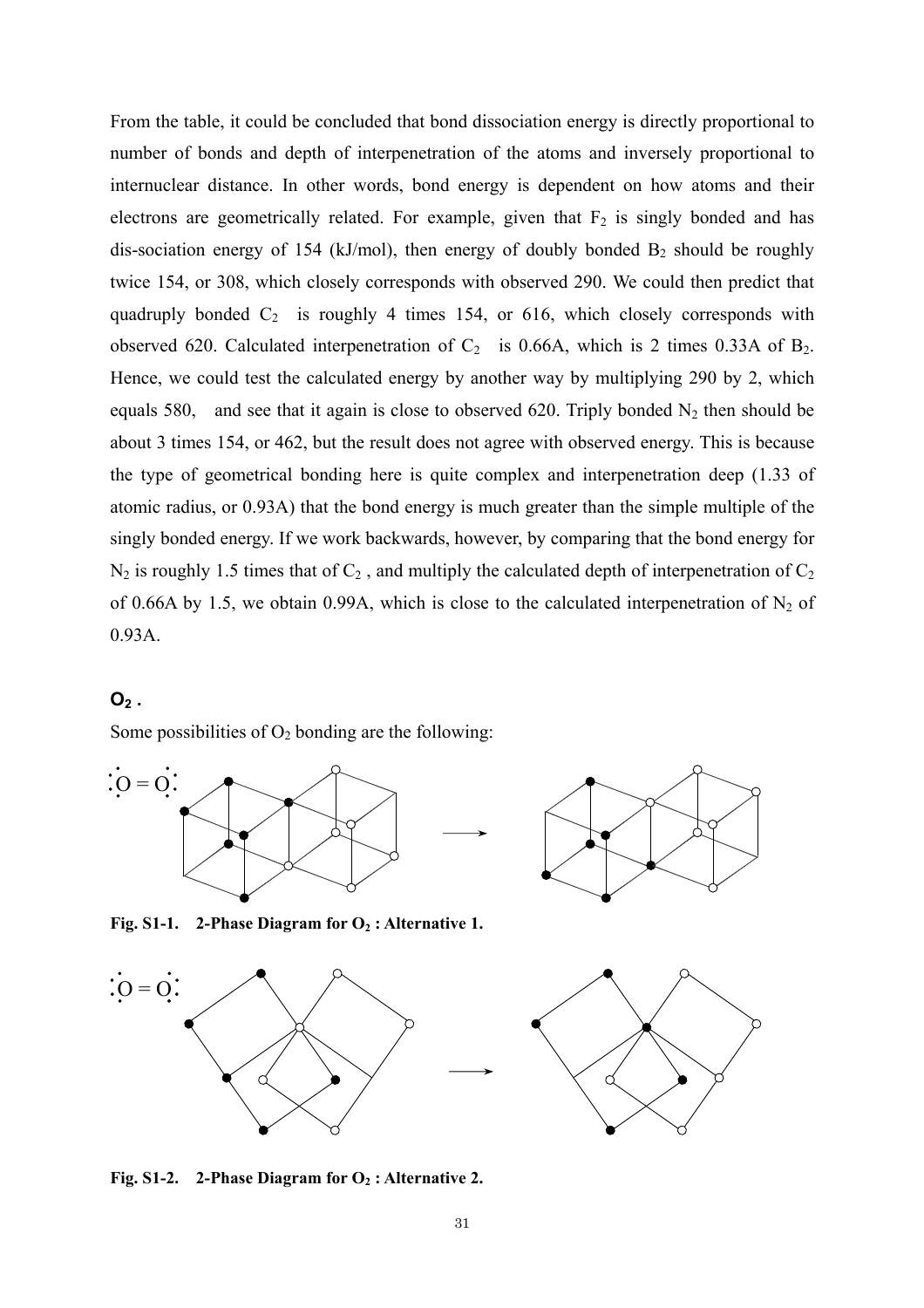From the table, it could be concluded that bond dissociation energy is directly proportional to number of bonds and depth of interpenetration of the atoms and inversely proportional to internuclear distance. In other words, bond energy is dependent on how atoms and their electrons are geometrically related. For example, given that $F_2$ is singly bonded and has dis-sociation energy of 154 (kJ/mol), then energy of doubly bonded $B_2$ should be roughly twice 154, or 308, which closely corresponds with observed 290. We could then predict that quadruply bonded $C_2$ is roughly 4 times 154, or 616, which closely corresponds with observed 620. Calculated interpenetration of $C_2$ is 0.66A, which is 2 times 0.33A of $B_2$. Hence, we could test the calculated energy by another way by multiplying 290 by 2, which equals 580, and see that it again is close to observed 620. Triply bonded $N_2$ then should be about 3 times 154, or 462, but the result does not agree with observed energy. This is because the type of geometrical bonding here is quite complex and interpenetration deep (1.33 of atomic radius, or 0.93A) that the bond energy is much greater than the simple multiple of the singly bonded energy. If we work backwards, however, by comparing that the bond energy for $N_2$ is roughly 1.5 times that of $C_2$, and multiply the calculated depth of interpenetration of $C_2$ of 0.66A by 1.5, we obtain 0.99A, which is close to the calculated interpenetration of $N_2$ of 0.93A.

**$O_2$ .**

Some possibilities of $O_2$ bonding are the following:

**Fig. S1-1. 2-Phase Diagram for $O_2$ : Alternative 1.**

**Fig. S1-2. 2-Phase Diagram for $O_2$ : Alternative 2.**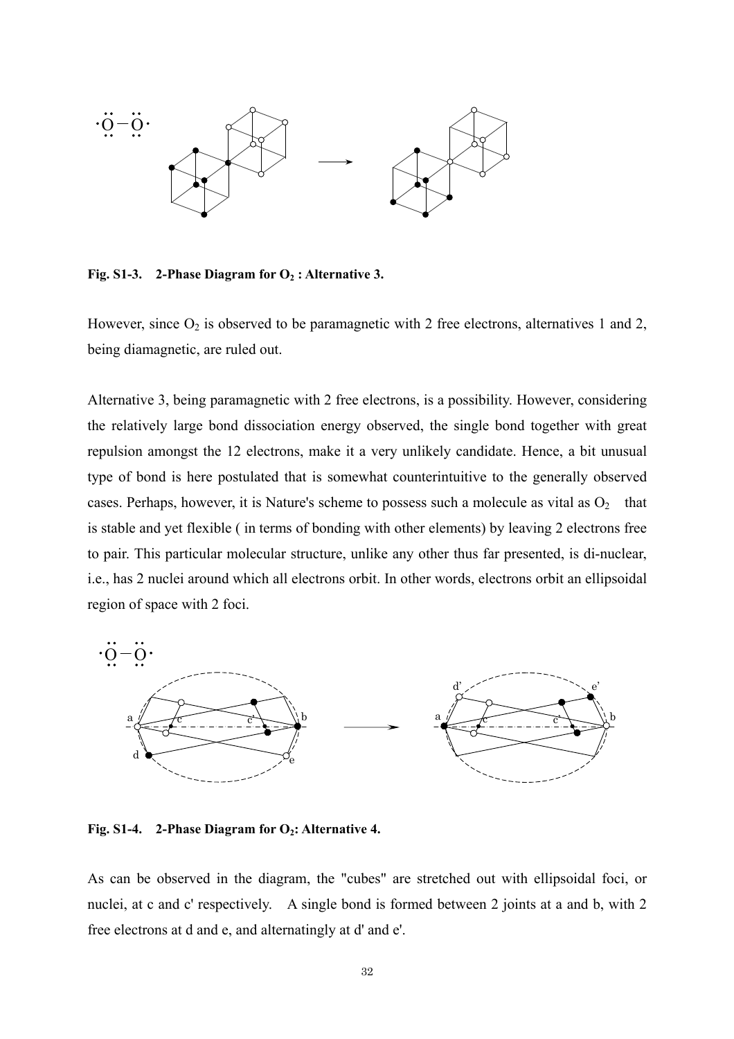**Fig. S1-3. 2-Phase Diagram for $O_2$ : Alternative 3.**

However, since $O_2$ is observed to be paramagnetic with 2 free electrons, alternatives 1 and 2, being diamagnetic, are ruled out.

Alternative 3, being paramagnetic with 2 free electrons, is a possibility. However, considering the relatively large bond dissociation energy observed, the single bond together with great repulsion amongst the 12 electrons, make it a very unlikely candidate. Hence, a bit unusual type of bond is here postulated that is somewhat counterintuitive to the generally observed cases. Perhaps, however, it is Nature's scheme to possess such a molecule as vital as $O_2$ that is stable and yet flexible ( in terms of bonding with other elements) by leaving 2 electrons free to pair. This particular molecular structure, unlike any other thus far presented, is di-nuclear, i.e., has 2 nuclei around which all electrons orbit. In other words, electrons orbit an ellipsoidal region of space with 2 foci.

**Fig. S1-4. 2-Phase Diagram for $O_2$: Alternative 4.**

As can be observed in the diagram, the "cubes" are stretched out with ellipsoidal foci, or nuclei, at c and c' respectively. A single bond is formed between 2 joints at a and b, with 2 free electrons at d and e, and alternatingly at d' and e'.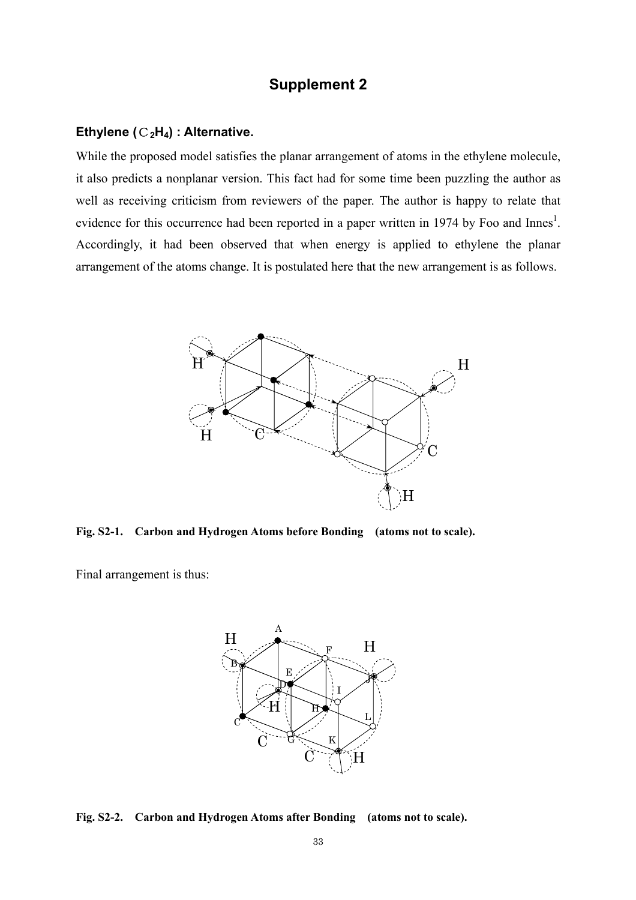## Supplement 2

### Ethylene ($C_2H_4$) : Alternative.

While the proposed model satisfies the planar arrangement of atoms in the ethylene molecule, it also predicts a nonplanar version. This fact had for some time been puzzling the author as well as receiving criticism from reviewers of the paper. The author is happy to relate that evidence for this occurrence had been reported in a paper written in 1974 by Foo and Innes[1]. Accordingly, it had been observed that when energy is applied to ethylene the planar arrangement of the atoms change. It is postulated here that the new arrangement is as follows.

**Fig. S2-1. Carbon and Hydrogen Atoms before Bonding (atoms not to scale).**

Final arrangement is thus:

**Fig. S2-2. Carbon and Hydrogen Atoms after Bonding (atoms not to scale).**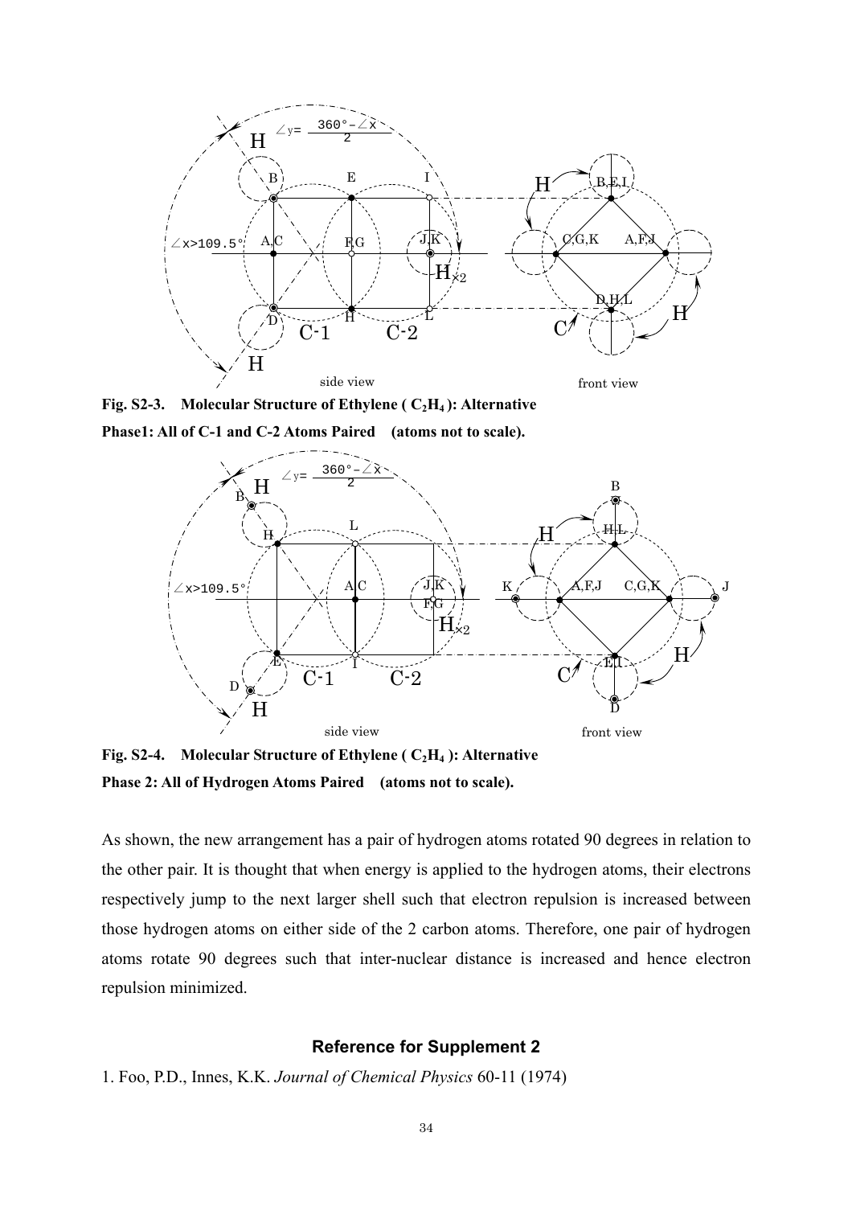Fig. S2-3. Molecular Structure of Ethylene ( $C_2H_4$ ): Alternative Phase1: All of C-1 and C-2 Atoms Paired (atoms not to scale).

Fig. S2-4. Molecular Structure of Ethylene ( $C_2H_4$ ): Alternative Phase 2: All of Hydrogen Atoms Paired (atoms not to scale).

As shown, the new arrangement has a pair of hydrogen atoms rotated 90 degrees in relation to the other pair. It is thought that when energy is applied to the hydrogen atoms, their electrons respectively jump to the next larger shell such that electron repulsion is increased between those hydrogen atoms on either side of the 2 carbon atoms. Therefore, one pair of hydrogen atoms rotate 90 degrees such that inter-nuclear distance is increased and hence electron repulsion minimized.

## Reference for Supplement 2

1. Foo, P.D., Innes, K.K. *Journal of Chemical Physics* 60-11 (1974)